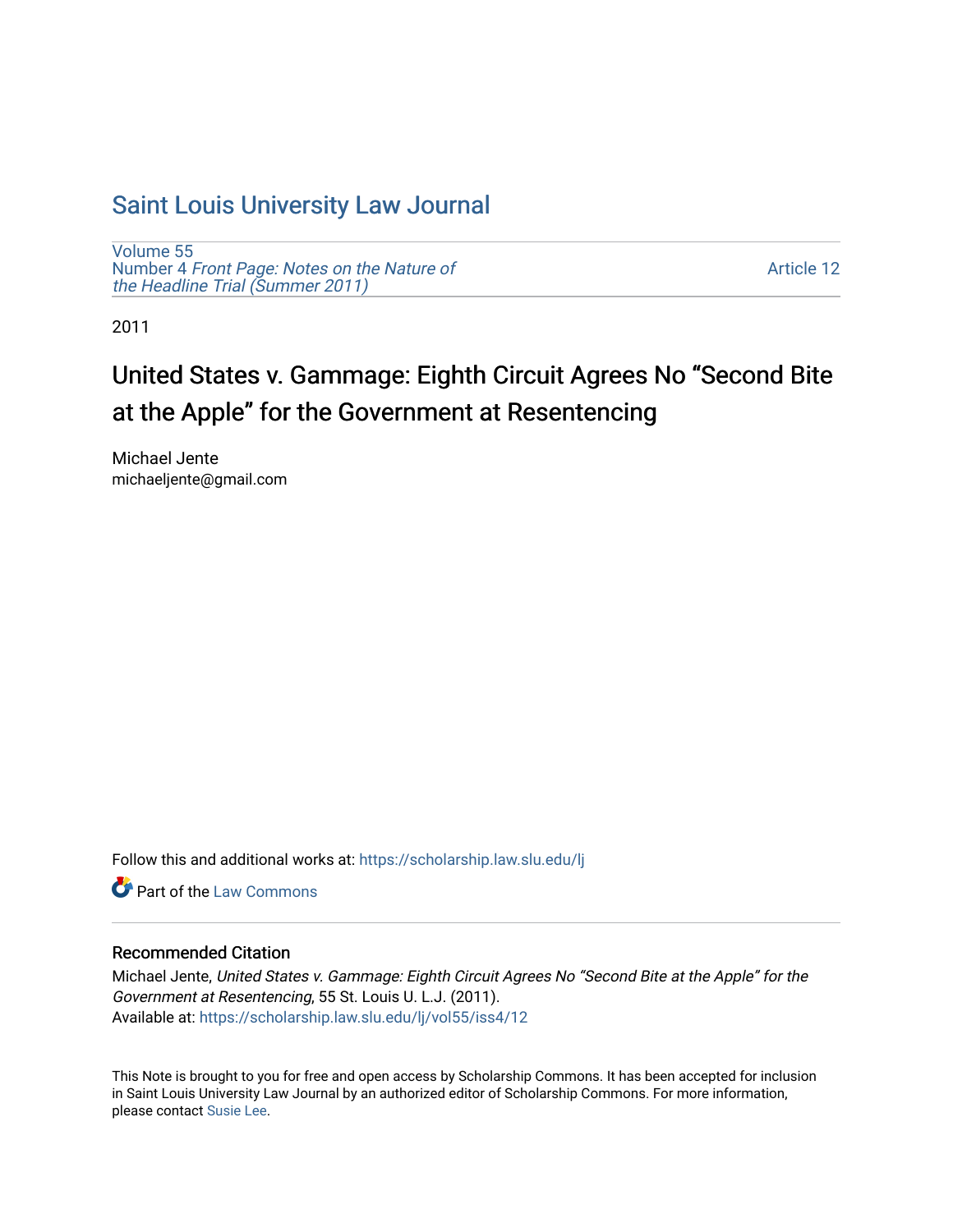# Saint Louis University Law Journal

Volume 55
Number 4 *Front Page: Notes on the Nature of the Headline Trial (Summer 2011)*

Article 12

2011

## United States v. Gammage: Eighth Circuit Agrees No "Second Bite at the Apple" for the Government at Resentencing

Michael Jente
michaeljente@gmail.com

Follow this and additional works at: https://scholarship.law.slu.edu/lj

Part of the Law Commons

### Recommended Citation

Michael Jente, *United States v. Gammage: Eighth Circuit Agrees No "Second Bite at the Apple" for the Government at Resentencing*, 55 St. Louis U. L.J. (2011).
Available at: https://scholarship.law.slu.edu/lj/vol55/iss4/12

This Note is brought to you for free and open access by Scholarship Commons. It has been accepted for inclusion in Saint Louis University Law Journal by an authorized editor of Scholarship Commons. For more information, please contact Susie Lee.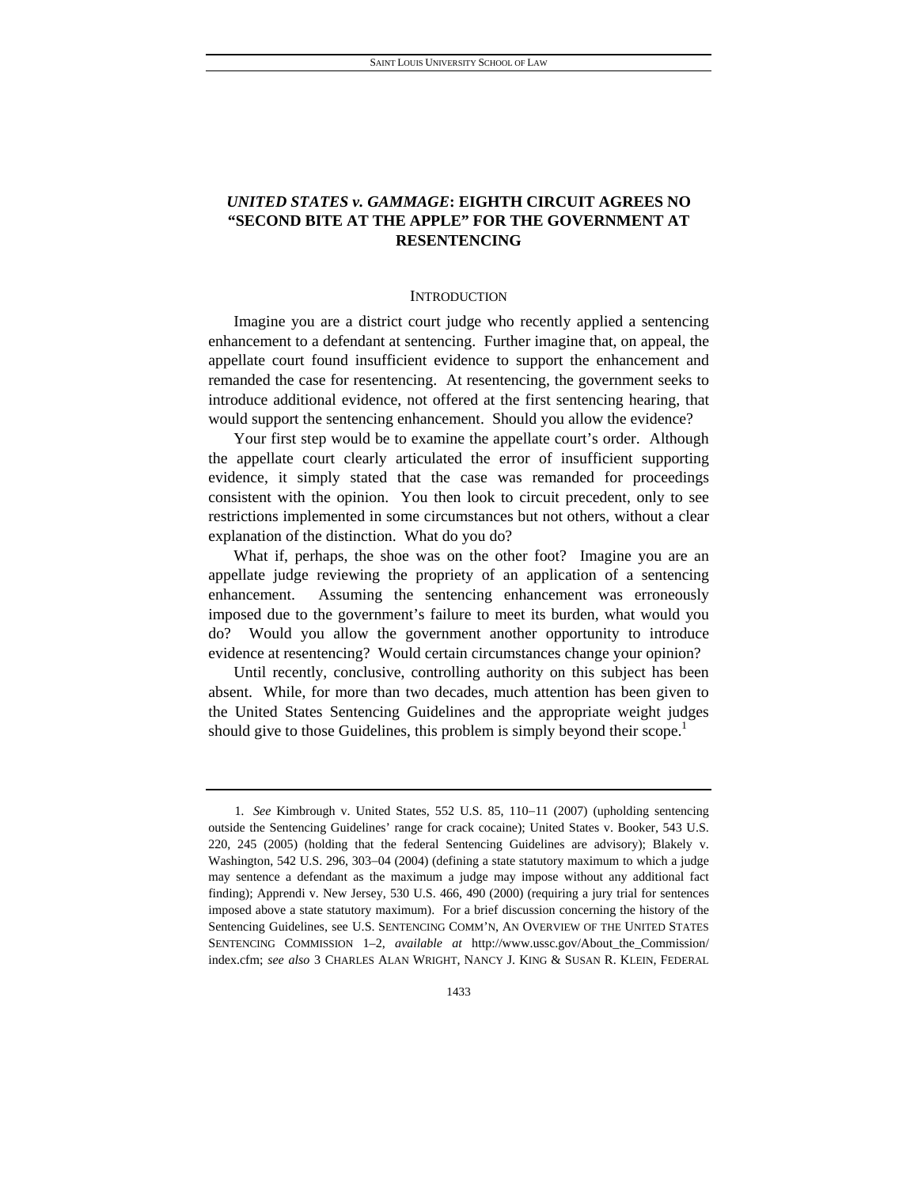# *UNITED STATES v. GAMMAGE*: EIGHTH CIRCUIT AGREES NO "SECOND BITE AT THE APPLE" FOR THE GOVERNMENT AT RESENTENCING

## INTRODUCTION

Imagine you are a district court judge who recently applied a sentencing enhancement to a defendant at sentencing. Further imagine that, on appeal, the appellate court found insufficient evidence to support the enhancement and remanded the case for resentencing. At resentencing, the government seeks to introduce additional evidence, not offered at the first sentencing hearing, that would support the sentencing enhancement. Should you allow the evidence?

Your first step would be to examine the appellate court's order. Although the appellate court clearly articulated the error of insufficient supporting evidence, it simply stated that the case was remanded for proceedings consistent with the opinion. You then look to circuit precedent, only to see restrictions implemented in some circumstances but not others, without a clear explanation of the distinction. What do you do?

What if, perhaps, the shoe was on the other foot? Imagine you are an appellate judge reviewing the propriety of an application of a sentencing enhancement. Assuming the sentencing enhancement was erroneously imposed due to the government's failure to meet its burden, what would you do? Would you allow the government another opportunity to introduce evidence at resentencing? Would certain circumstances change your opinion?

Until recently, conclusive, controlling authority on this subject has been absent. While, for more than two decades, much attention has been given to the United States Sentencing Guidelines and the appropriate weight judges should give to those Guidelines, this problem is simply beyond their scope.[1]

---

1. *See* Kimbrough v. United States, 552 U.S. 85, 110–11 (2007) (upholding sentencing outside the Sentencing Guidelines' range for crack cocaine); United States v. Booker, 543 U.S. 220, 245 (2005) (holding that the federal Sentencing Guidelines are advisory); Blakely v. Washington, 542 U.S. 296, 303–04 (2004) (defining a state statutory maximum to which a judge may sentence a defendant as the maximum a judge may impose without any additional fact finding); Apprendi v. New Jersey, 530 U.S. 466, 490 (2000) (requiring a jury trial for sentences imposed above a state statutory maximum). For a brief discussion concerning the history of the Sentencing Guidelines, see U.S. SENTENCING COMM'N, AN OVERVIEW OF THE UNITED STATES SENTENCING COMMISSION 1–2, *available at* http://www.ussc.gov/About_the_Commission/index.cfm; *see also* 3 CHARLES ALAN WRIGHT, NANCY J. KING & SUSAN R. KLEIN, FEDERAL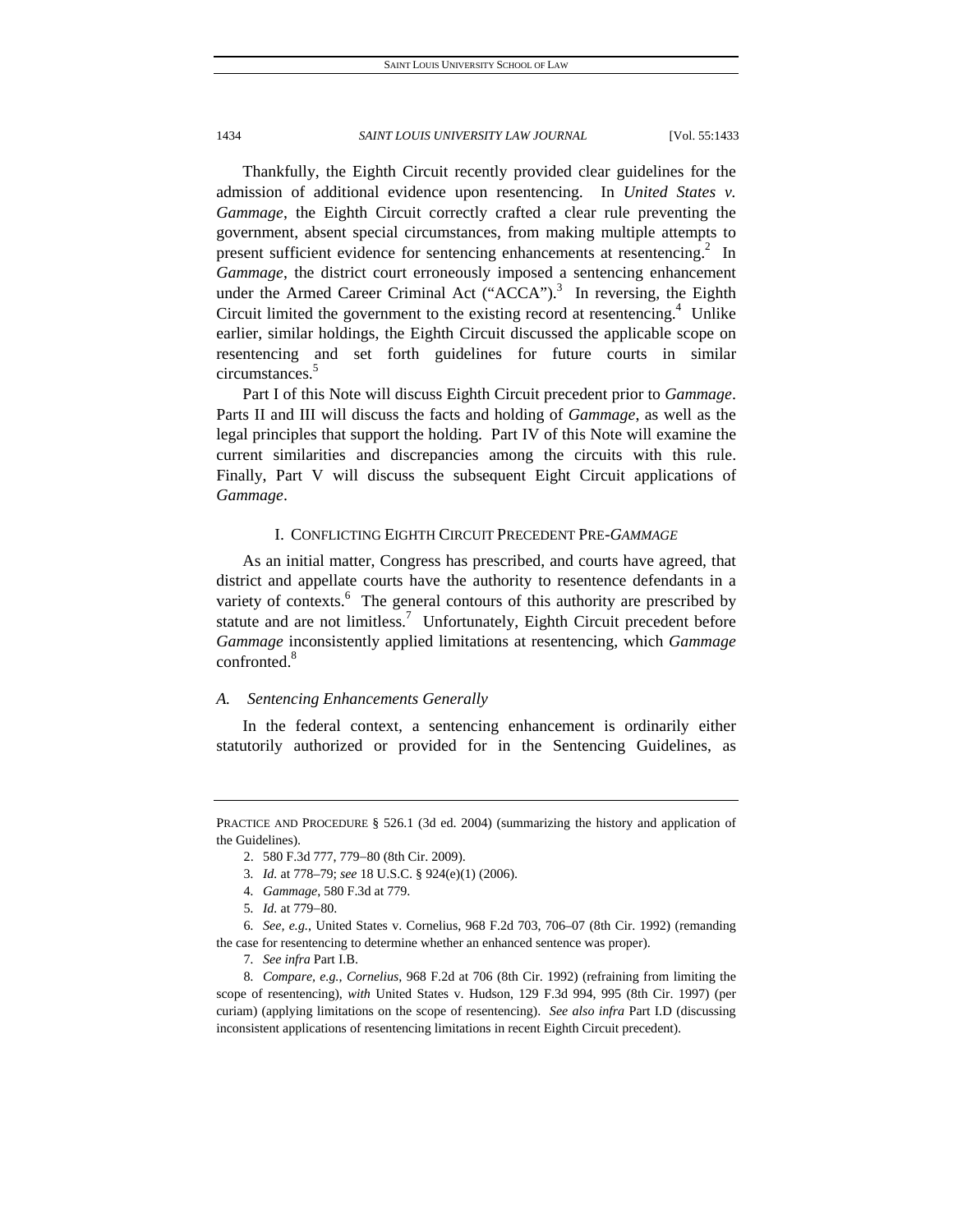Thankfully, the Eighth Circuit recently provided clear guidelines for the admission of additional evidence upon resentencing. In *United States v. Gammage*, the Eighth Circuit correctly crafted a clear rule preventing the government, absent special circumstances, from making multiple attempts to present sufficient evidence for sentencing enhancements at resentencing.[2] In *Gammage*, the district court erroneously imposed a sentencing enhancement under the Armed Career Criminal Act ("ACCA").[3] In reversing, the Eighth Circuit limited the government to the existing record at resentencing.[4] Unlike earlier, similar holdings, the Eighth Circuit discussed the applicable scope on resentencing and set forth guidelines for future courts in similar circumstances.[5]

Part I of this Note will discuss Eighth Circuit precedent prior to *Gammage*. Parts II and III will discuss the facts and holding of *Gammage*, as well as the legal principles that support the holding. Part IV of this Note will examine the current similarities and discrepancies among the circuits with this rule. Finally, Part V will discuss the subsequent Eight Circuit applications of *Gammage*.

## I. CONFLICTING EIGHTH CIRCUIT PRECEDENT PRE-*GAMMAGE*

As an initial matter, Congress has prescribed, and courts have agreed, that district and appellate courts have the authority to resentence defendants in a variety of contexts.[6] The general contours of this authority are prescribed by statute and are not limitless.[7] Unfortunately, Eighth Circuit precedent before *Gammage* inconsistently applied limitations at resentencing, which *Gammage* confronted.[8]

### *A. Sentencing Enhancements Generally*

In the federal context, a sentencing enhancement is ordinarily either statutorily authorized or provided for in the Sentencing Guidelines, as

---

PRACTICE AND PROCEDURE § 526.1 (3d ed. 2004) (summarizing the history and application of the Guidelines).

2. 580 F.3d 777, 779–80 (8th Cir. 2009).

3. *Id.* at 778–79; *see* 18 U.S.C. § 924(e)(1) (2006).

4. *Gammage*, 580 F.3d at 779.

5. *Id.* at 779–80.

6. *See, e.g.*, United States v. Cornelius, 968 F.2d 703, 706–07 (8th Cir. 1992) (remanding the case for resentencing to determine whether an enhanced sentence was proper).

7. *See infra* Part I.B.

8. *Compare, e.g.*, *Cornelius*, 968 F.2d at 706 (8th Cir. 1992) (refraining from limiting the scope of resentencing), *with* United States v. Hudson, 129 F.3d 994, 995 (8th Cir. 1997) (per curiam) (applying limitations on the scope of resentencing). *See also infra* Part I.D (discussing inconsistent applications of resentencing limitations in recent Eighth Circuit precedent).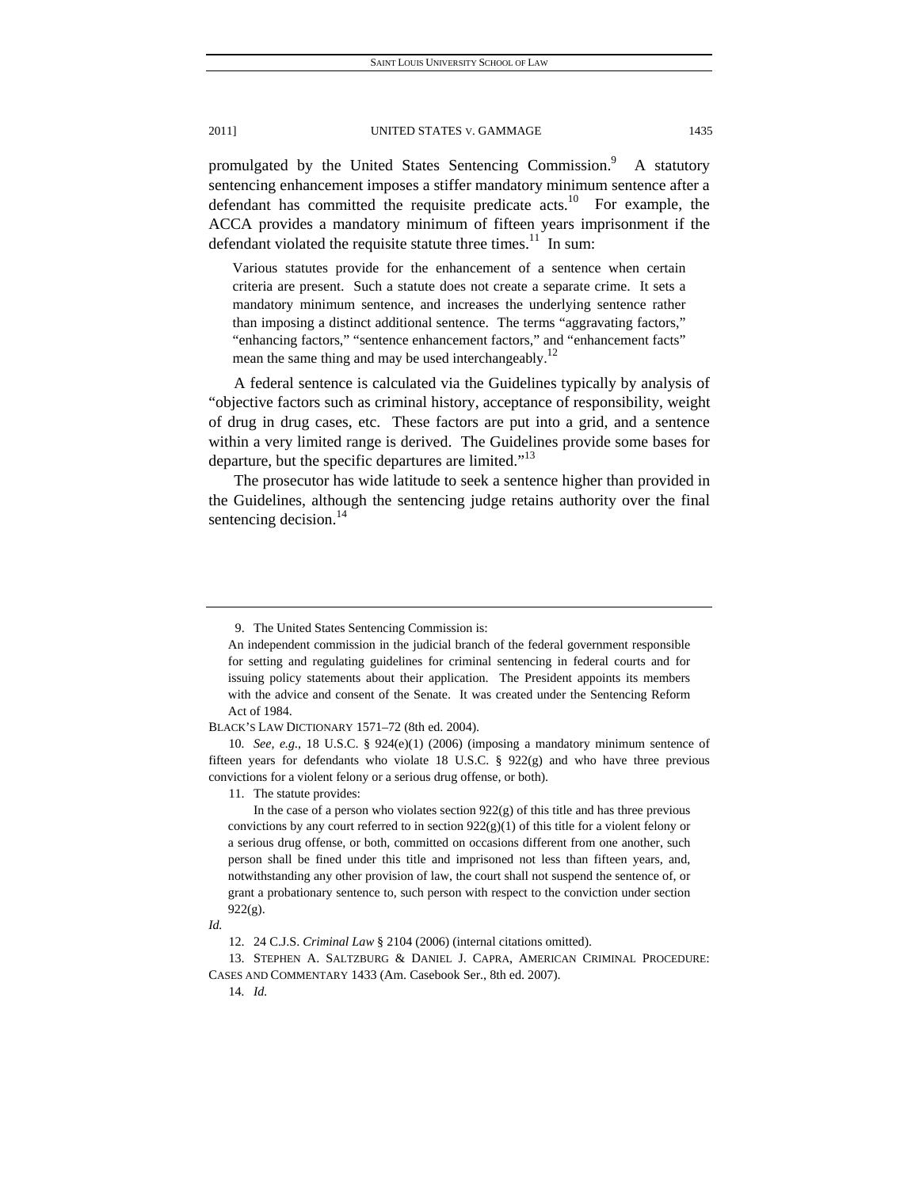promulgated by the United States Sentencing Commission.[9] A statutory sentencing enhancement imposes a stiffer mandatory minimum sentence after a defendant has committed the requisite predicate acts.[10] For example, the ACCA provides a mandatory minimum of fifteen years imprisonment if the defendant violated the requisite statute three times.[11] In sum:

> Various statutes provide for the enhancement of a sentence when certain criteria are present. Such a statute does not create a separate crime. It sets a mandatory minimum sentence, and increases the underlying sentence rather than imposing a distinct additional sentence. The terms "aggravating factors," "enhancing factors," "sentence enhancement factors," and "enhancement facts" mean the same thing and may be used interchangeably.[12]

A federal sentence is calculated via the Guidelines typically by analysis of "objective factors such as criminal history, acceptance of responsibility, weight of drug in drug cases, etc. These factors are put into a grid, and a sentence within a very limited range is derived. The Guidelines provide some bases for departure, but the specific departures are limited."[13]

The prosecutor has wide latitude to seek a sentence higher than provided in the Guidelines, although the sentencing judge retains authority over the final sentencing decision.[14]

---

9. The United States Sentencing Commission is:

> An independent commission in the judicial branch of the federal government responsible for setting and regulating guidelines for criminal sentencing in federal courts and for issuing policy statements about their application. The President appoints its members with the advice and consent of the Senate. It was created under the Sentencing Reform Act of 1984.

BLACK'S LAW DICTIONARY 1571–72 (8th ed. 2004).

10. *See, e.g.*, 18 U.S.C. § 924(e)(1) (2006) (imposing a mandatory minimum sentence of fifteen years for defendants who violate 18 U.S.C. § 922(g) and who have three previous convictions for a violent felony or a serious drug offense, or both).

11. The statute provides:

> In the case of a person who violates section 922(g) of this title and has three previous convictions by any court referred to in section 922(g)(1) of this title for a violent felony or a serious drug offense, or both, committed on occasions different from one another, such person shall be fined under this title and imprisoned not less than fifteen years, and, notwithstanding any other provision of law, the court shall not suspend the sentence of, or grant a probationary sentence to, such person with respect to the conviction under section 922(g).

*Id.*

12. 24 C.J.S. *Criminal Law* § 2104 (2006) (internal citations omitted).

13. STEPHEN A. SALTZBURG & DANIEL J. CAPRA, AMERICAN CRIMINAL PROCEDURE: CASES AND COMMENTARY 1433 (Am. Casebook Ser., 8th ed. 2007).

14. *Id.*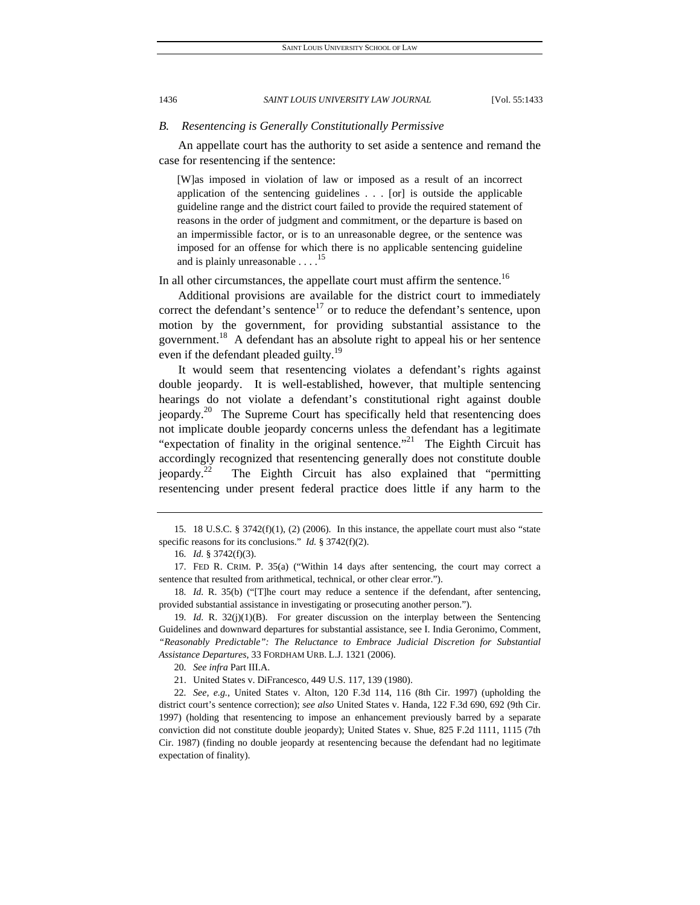### *B. Resentencing is Generally Constitutionally Permissive*

An appellate court has the authority to set aside a sentence and remand the case for resentencing if the sentence:

> [W]as imposed in violation of law or imposed as a result of an incorrect application of the sentencing guidelines . . . [or] is outside the applicable guideline range and the district court failed to provide the required statement of reasons in the order of judgment and commitment, or the departure is based on an impermissible factor, or is to an unreasonable degree, or the sentence was imposed for an offense for which there is no applicable sentencing guideline and is plainly unreasonable . . . .[15]

In all other circumstances, the appellate court must affirm the sentence.[16]

Additional provisions are available for the district court to immediately correct the defendant's sentence[17] or to reduce the defendant's sentence, upon motion by the government, for providing substantial assistance to the government.[18] A defendant has an absolute right to appeal his or her sentence even if the defendant pleaded guilty.[19]

It would seem that resentencing violates a defendant's rights against double jeopardy. It is well-established, however, that multiple sentencing hearings do not violate a defendant's constitutional right against double jeopardy.[20] The Supreme Court has specifically held that resentencing does not implicate double jeopardy concerns unless the defendant has a legitimate "expectation of finality in the original sentence."[21] The Eighth Circuit has accordingly recognized that resentencing generally does not constitute double jeopardy.[22] The Eighth Circuit has also explained that "permitting resentencing under present federal practice does little if any harm to the

---

15. 18 U.S.C. § 3742(f)(1), (2) (2006). In this instance, the appellate court must also "state specific reasons for its conclusions." *Id.* § 3742(f)(2).

16. *Id.* § 3742(f)(3).

17. FED R. CRIM. P. 35(a) ("Within 14 days after sentencing, the court may correct a sentence that resulted from arithmetical, technical, or other clear error.").

18. *Id.* R. 35(b) ("[T]he court may reduce a sentence if the defendant, after sentencing, provided substantial assistance in investigating or prosecuting another person.").

19. *Id.* R. 32(j)(1)(B). For greater discussion on the interplay between the Sentencing Guidelines and downward departures for substantial assistance, see I. India Geronimo, Comment, *"Reasonably Predictable": The Reluctance to Embrace Judicial Discretion for Substantial Assistance Departures*, 33 FORDHAM URB. L.J. 1321 (2006).

20. *See infra* Part III.A.

21. United States v. DiFrancesco, 449 U.S. 117, 139 (1980).

22. *See, e.g.*, United States v. Alton, 120 F.3d 114, 116 (8th Cir. 1997) (upholding the district court's sentence correction); *see also* United States v. Handa, 122 F.3d 690, 692 (9th Cir. 1997) (holding that resentencing to impose an enhancement previously barred by a separate conviction did not constitute double jeopardy); United States v. Shue, 825 F.2d 1111, 1115 (7th Cir. 1987) (finding no double jeopardy at resentencing because the defendant had no legitimate expectation of finality).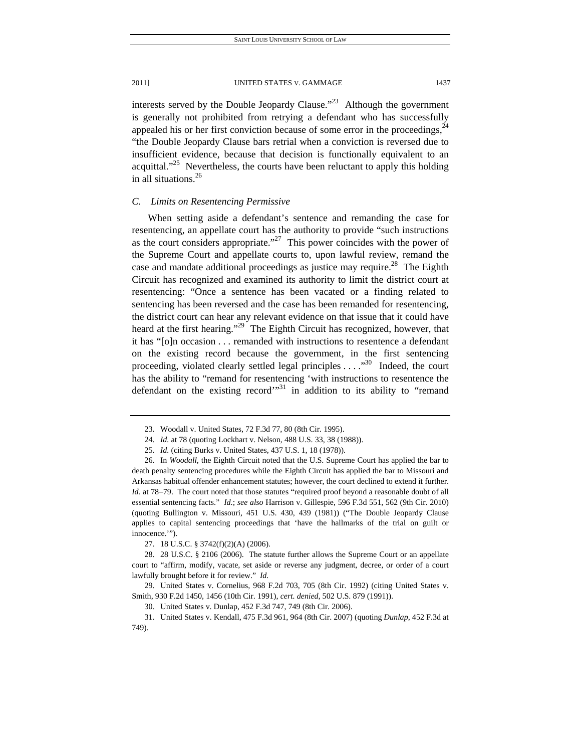interests served by the Double Jeopardy Clause."[23] Although the government is generally not prohibited from retrying a defendant who has successfully appealed his or her first conviction because of some error in the proceedings,[24] "the Double Jeopardy Clause bars retrial when a conviction is reversed due to insufficient evidence, because that decision is functionally equivalent to an acquittal."[25] Nevertheless, the courts have been reluctant to apply this holding in all situations.[26]

### *C. Limits on Resentencing Permissive*

When setting aside a defendant's sentence and remanding the case for resentencing, an appellate court has the authority to provide "such instructions as the court considers appropriate."[27] This power coincides with the power of the Supreme Court and appellate courts to, upon lawful review, remand the case and mandate additional proceedings as justice may require.[28] The Eighth Circuit has recognized and examined its authority to limit the district court at resentencing: "Once a sentence has been vacated or a finding related to sentencing has been reversed and the case has been remanded for resentencing, the district court can hear any relevant evidence on that issue that it could have heard at the first hearing."[29] The Eighth Circuit has recognized, however, that it has "[o]n occasion . . . remanded with instructions to resentence a defendant on the existing record because the government, in the first sentencing proceeding, violated clearly settled legal principles . . . ."[30] Indeed, the court has the ability to "remand for resentencing 'with instructions to resentence the defendant on the existing record'"[31] in addition to its ability to "remand

---

23. Woodall v. United States, 72 F.3d 77, 80 (8th Cir. 1995).

24. *Id.* at 78 (quoting Lockhart v. Nelson, 488 U.S. 33, 38 (1988)).

25. *Id.* (citing Burks v. United States, 437 U.S. 1, 18 (1978)).

26. In *Woodall*, the Eighth Circuit noted that the U.S. Supreme Court has applied the bar to death penalty sentencing procedures while the Eighth Circuit has applied the bar to Missouri and Arkansas habitual offender enhancement statutes; however, the court declined to extend it further. *Id.* at 78–79. The court noted that those statutes "required proof beyond a reasonable doubt of all essential sentencing facts." *Id.*; *see also* Harrison v. Gillespie, 596 F.3d 551, 562 (9th Cir. 2010) (quoting Bullington v. Missouri, 451 U.S. 430, 439 (1981)) ("The Double Jeopardy Clause applies to capital sentencing proceedings that 'have the hallmarks of the trial on guilt or innocence.'").

27. 18 U.S.C. § 3742(f)(2)(A) (2006).

28. 28 U.S.C. § 2106 (2006). The statute further allows the Supreme Court or an appellate court to "affirm, modify, vacate, set aside or reverse any judgment, decree, or order of a court lawfully brought before it for review." *Id.*

29. United States v. Cornelius, 968 F.2d 703, 705 (8th Cir. 1992) (citing United States v. Smith, 930 F.2d 1450, 1456 (10th Cir. 1991), *cert. denied*, 502 U.S. 879 (1991)).

30. United States v. Dunlap, 452 F.3d 747, 749 (8th Cir. 2006).

31. United States v. Kendall, 475 F.3d 961, 964 (8th Cir. 2007) (quoting *Dunlap*, 452 F.3d at 749).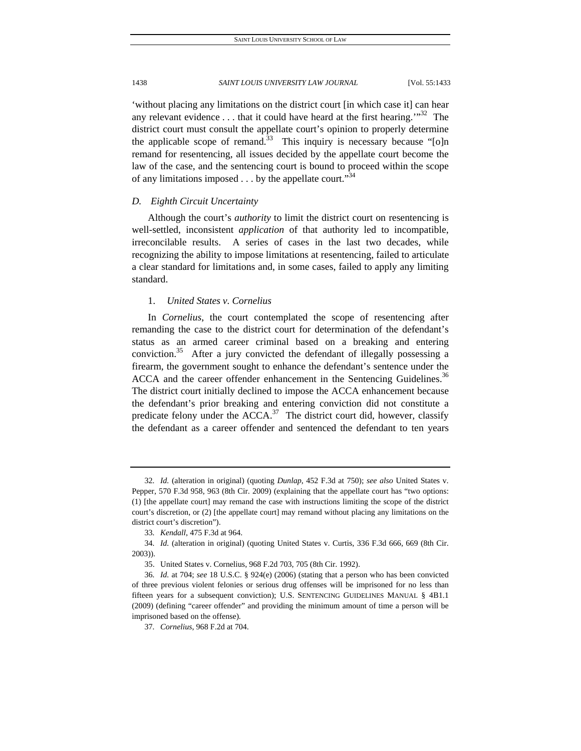'without placing any limitations on the district court [in which case it] can hear any relevant evidence . . . that it could have heard at the first hearing.'"[32] The district court must consult the appellate court's opinion to properly determine the applicable scope of remand.[33] This inquiry is necessary because "[o]n remand for resentencing, all issues decided by the appellate court become the law of the case, and the sentencing court is bound to proceed within the scope of any limitations imposed . . . by the appellate court."[34]

### *D. Eighth Circuit Uncertainty*

Although the court's *authority* to limit the district court on resentencing is well-settled, inconsistent *application* of that authority led to incompatible, irreconcilable results. A series of cases in the last two decades, while recognizing the ability to impose limitations at resentencing, failed to articulate a clear standard for limitations and, in some cases, failed to apply any limiting standard.

#### 1. *United States v. Cornelius*

In *Cornelius*, the court contemplated the scope of resentencing after remanding the case to the district court for determination of the defendant's status as an armed career criminal based on a breaking and entering conviction.[35] After a jury convicted the defendant of illegally possessing a firearm, the government sought to enhance the defendant's sentence under the ACCA and the career offender enhancement in the Sentencing Guidelines.[36] The district court initially declined to impose the ACCA enhancement because the defendant's prior breaking and entering conviction did not constitute a predicate felony under the ACCA.[37] The district court did, however, classify the defendant as a career offender and sentenced the defendant to ten years

---

32. *Id.* (alteration in original) (quoting *Dunlap*, 452 F.3d at 750); *see also* United States v. Pepper, 570 F.3d 958, 963 (8th Cir. 2009) (explaining that the appellate court has "two options: (1) [the appellate court] may remand the case with instructions limiting the scope of the district court's discretion, or (2) [the appellate court] may remand without placing any limitations on the district court's discretion").

33. *Kendall*, 475 F.3d at 964.

34. *Id.* (alteration in original) (quoting United States v. Curtis, 336 F.3d 666, 669 (8th Cir. 2003)).

35. United States v. Cornelius, 968 F.2d 703, 705 (8th Cir. 1992).

36. *Id.* at 704; *see* 18 U.S.C. § 924(e) (2006) (stating that a person who has been convicted of three previous violent felonies or serious drug offenses will be imprisoned for no less than fifteen years for a subsequent conviction); U.S. SENTENCING GUIDELINES MANUAL § 4B1.1 (2009) (defining "career offender" and providing the minimum amount of time a person will be imprisoned based on the offense).

37. *Cornelius*, 968 F.2d at 704.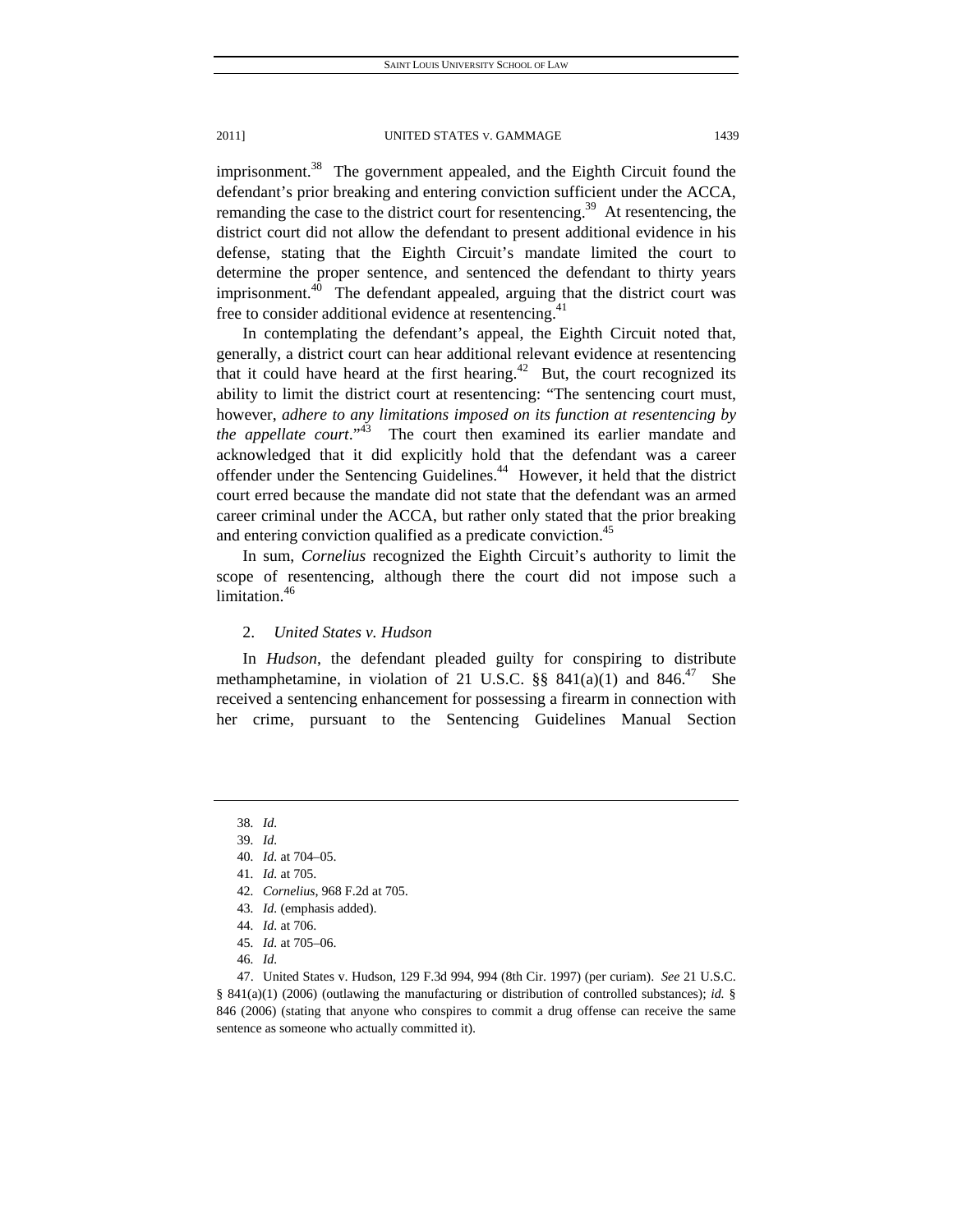imprisonment.[38] The government appealed, and the Eighth Circuit found the defendant's prior breaking and entering conviction sufficient under the ACCA, remanding the case to the district court for resentencing.[39] At resentencing, the district court did not allow the defendant to present additional evidence in his defense, stating that the Eighth Circuit's mandate limited the court to determine the proper sentence, and sentenced the defendant to thirty years imprisonment.[40] The defendant appealed, arguing that the district court was free to consider additional evidence at resentencing.[41]

In contemplating the defendant's appeal, the Eighth Circuit noted that, generally, a district court can hear additional relevant evidence at resentencing that it could have heard at the first hearing.[42] But, the court recognized its ability to limit the district court at resentencing: "The sentencing court must, however, *adhere to any limitations imposed on its function at resentencing by the appellate court*."[43] The court then examined its earlier mandate and acknowledged that it did explicitly hold that the defendant was a career offender under the Sentencing Guidelines.[44] However, it held that the district court erred because the mandate did not state that the defendant was an armed career criminal under the ACCA, but rather only stated that the prior breaking and entering conviction qualified as a predicate conviction.[45]

In sum, *Cornelius* recognized the Eighth Circuit's authority to limit the scope of resentencing, although there the court did not impose such a limitation.[46]

### 2. *United States v. Hudson*

In *Hudson*, the defendant pleaded guilty for conspiring to distribute methamphetamine, in violation of 21 U.S.C. §§ 841(a)(1) and 846.[47] She received a sentencing enhancement for possessing a firearm in connection with her crime, pursuant to the Sentencing Guidelines Manual Section

---

38. *Id.*
39. *Id.*
40. *Id.* at 704–05.
41. *Id.* at 705.
42. *Cornelius*, 968 F.2d at 705.
43. *Id.* (emphasis added).
44. *Id.* at 706.
45. *Id.* at 705–06.
46. *Id.*
47. United States v. Hudson, 129 F.3d 994, 994 (8th Cir. 1997) (per curiam). *See* 21 U.S.C. § 841(a)(1) (2006) (outlawing the manufacturing or distribution of controlled substances); *id.* § 846 (2006) (stating that anyone who conspires to commit a drug offense can receive the same sentence as someone who actually committed it).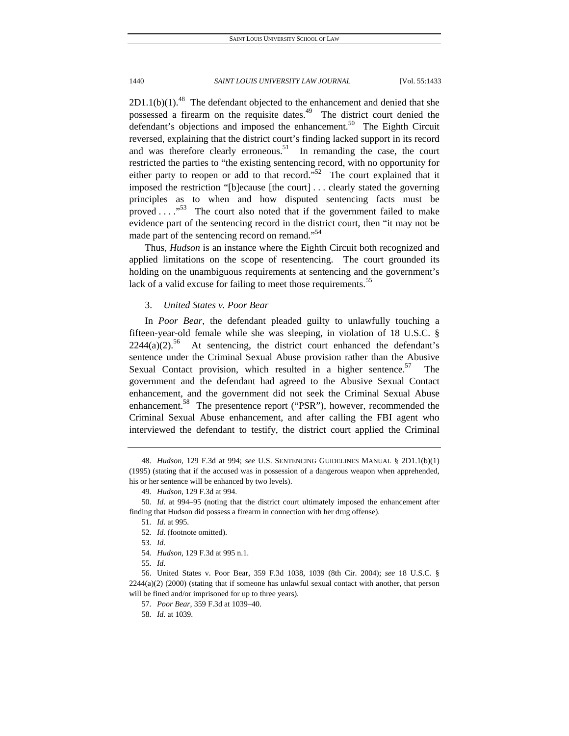2D1.1(b)(1).[48] The defendant objected to the enhancement and denied that she possessed a firearm on the requisite dates.[49] The district court denied the defendant's objections and imposed the enhancement.[50] The Eighth Circuit reversed, explaining that the district court's finding lacked support in its record and was therefore clearly erroneous.[51] In remanding the case, the court restricted the parties to "the existing sentencing record, with no opportunity for either party to reopen or add to that record."[52] The court explained that it imposed the restriction "[b]ecause [the court] . . . clearly stated the governing principles as to when and how disputed sentencing facts must be proved . . . ."[53] The court also noted that if the government failed to make evidence part of the sentencing record in the district court, then "it may not be made part of the sentencing record on remand."[54]

Thus, *Hudson* is an instance where the Eighth Circuit both recognized and applied limitations on the scope of resentencing. The court grounded its holding on the unambiguous requirements at sentencing and the government's lack of a valid excuse for failing to meet those requirements.[55]

### 3. *United States v. Poor Bear*

In *Poor Bear*, the defendant pleaded guilty to unlawfully touching a fifteen-year-old female while she was sleeping, in violation of 18 U.S.C. § 2244(a)(2).[56] At sentencing, the district court enhanced the defendant's sentence under the Criminal Sexual Abuse provision rather than the Abusive Sexual Contact provision, which resulted in a higher sentence.[57] The government and the defendant had agreed to the Abusive Sexual Contact enhancement, and the government did not seek the Criminal Sexual Abuse enhancement.[58] The presentence report ("PSR"), however, recommended the Criminal Sexual Abuse enhancement, and after calling the FBI agent who interviewed the defendant to testify, the district court applied the Criminal

---

48. *Hudson*, 129 F.3d at 994; *see* U.S. SENTENCING GUIDELINES MANUAL § 2D1.1(b)(1) (1995) (stating that if the accused was in possession of a dangerous weapon when apprehended, his or her sentence will be enhanced by two levels).

49. *Hudson*, 129 F.3d at 994.

50. *Id.* at 994–95 (noting that the district court ultimately imposed the enhancement after finding that Hudson did possess a firearm in connection with her drug offense).

51. *Id.* at 995.

52. *Id.* (footnote omitted).

53. *Id.*

54. *Hudson*, 129 F.3d at 995 n.1.

55. *Id.*

56. United States v. Poor Bear, 359 F.3d 1038, 1039 (8th Cir. 2004); *see* 18 U.S.C. § 2244(a)(2) (2000) (stating that if someone has unlawful sexual contact with another, that person will be fined and/or imprisoned for up to three years).

57. *Poor Bear*, 359 F.3d at 1039–40.

58. *Id.* at 1039.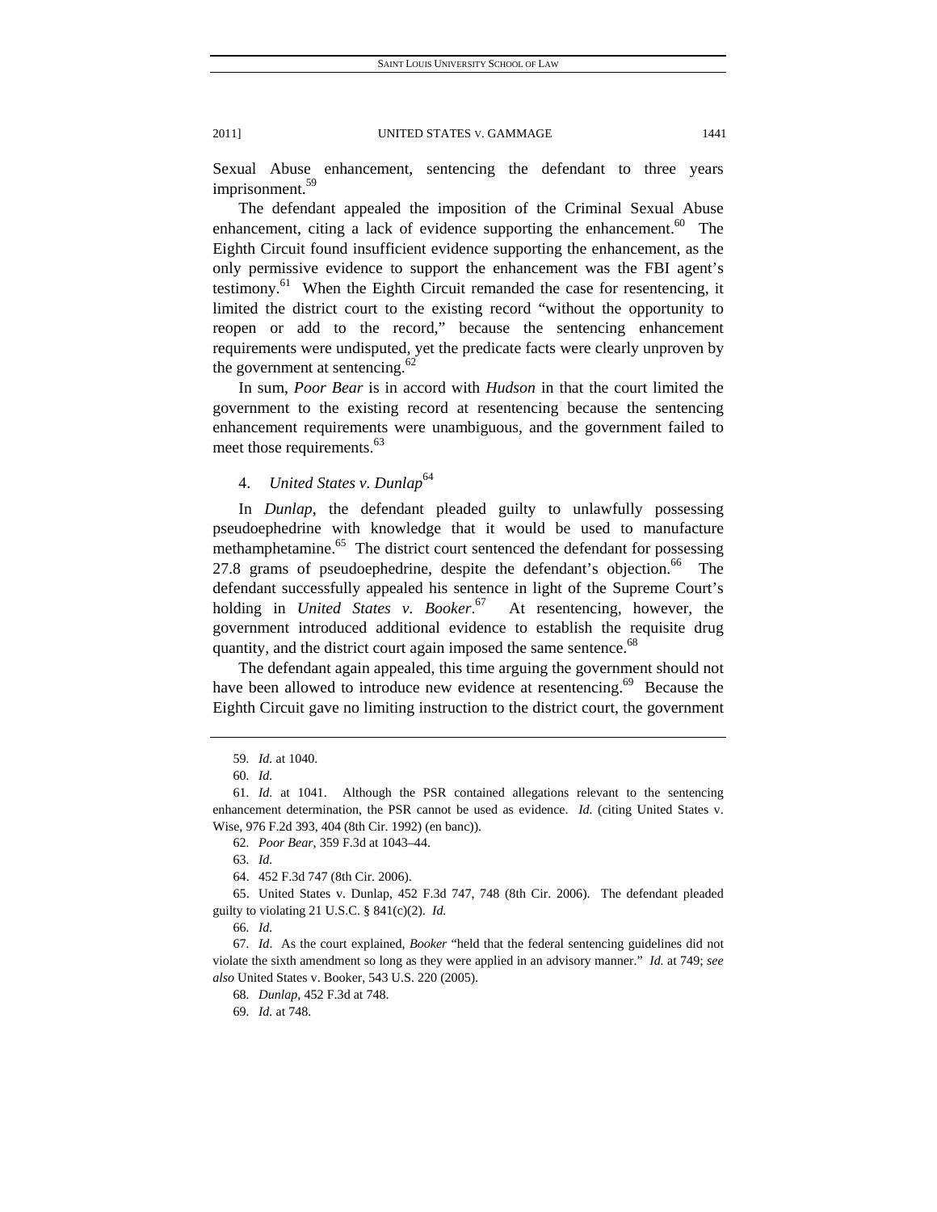Sexual Abuse enhancement, sentencing the defendant to three years imprisonment.[59]

The defendant appealed the imposition of the Criminal Sexual Abuse enhancement, citing a lack of evidence supporting the enhancement.[60] The Eighth Circuit found insufficient evidence supporting the enhancement, as the only permissive evidence to support the enhancement was the FBI agent's testimony.[61] When the Eighth Circuit remanded the case for resentencing, it limited the district court to the existing record "without the opportunity to reopen or add to the record," because the sentencing enhancement requirements were undisputed, yet the predicate facts were clearly unproven by the government at sentencing.[62]

In sum, *Poor Bear* is in accord with *Hudson* in that the court limited the government to the existing record at resentencing because the sentencing enhancement requirements were unambiguous, and the government failed to meet those requirements.[63]

### 4. *United States v. Dunlap*[64]

In *Dunlap*, the defendant pleaded guilty to unlawfully possessing pseudoephedrine with knowledge that it would be used to manufacture methamphetamine.[65] The district court sentenced the defendant for possessing 27.8 grams of pseudoephedrine, despite the defendant's objection.[66] The defendant successfully appealed his sentence in light of the Supreme Court's holding in *United States v. Booker*.[67] At resentencing, however, the government introduced additional evidence to establish the requisite drug quantity, and the district court again imposed the same sentence.[68]

The defendant again appealed, this time arguing the government should not have been allowed to introduce new evidence at resentencing.[69] Because the Eighth Circuit gave no limiting instruction to the district court, the government

---

59. *Id.* at 1040.

60. *Id.*

61. *Id.* at 1041. Although the PSR contained allegations relevant to the sentencing enhancement determination, the PSR cannot be used as evidence. *Id.* (citing United States v. Wise, 976 F.2d 393, 404 (8th Cir. 1992) (en banc)).

62. *Poor Bear*, 359 F.3d at 1043–44.

63. *Id.*

64. 452 F.3d 747 (8th Cir. 2006).

65. United States v. Dunlap, 452 F.3d 747, 748 (8th Cir. 2006). The defendant pleaded guilty to violating 21 U.S.C. § 841(c)(2). *Id.*

66. *Id.*

67. *Id*. As the court explained, *Booker* "held that the federal sentencing guidelines did not violate the sixth amendment so long as they were applied in an advisory manner." *Id.* at 749; *see also* United States v. Booker, 543 U.S. 220 (2005).

68. *Dunlap*, 452 F.3d at 748.

69. *Id.* at 748.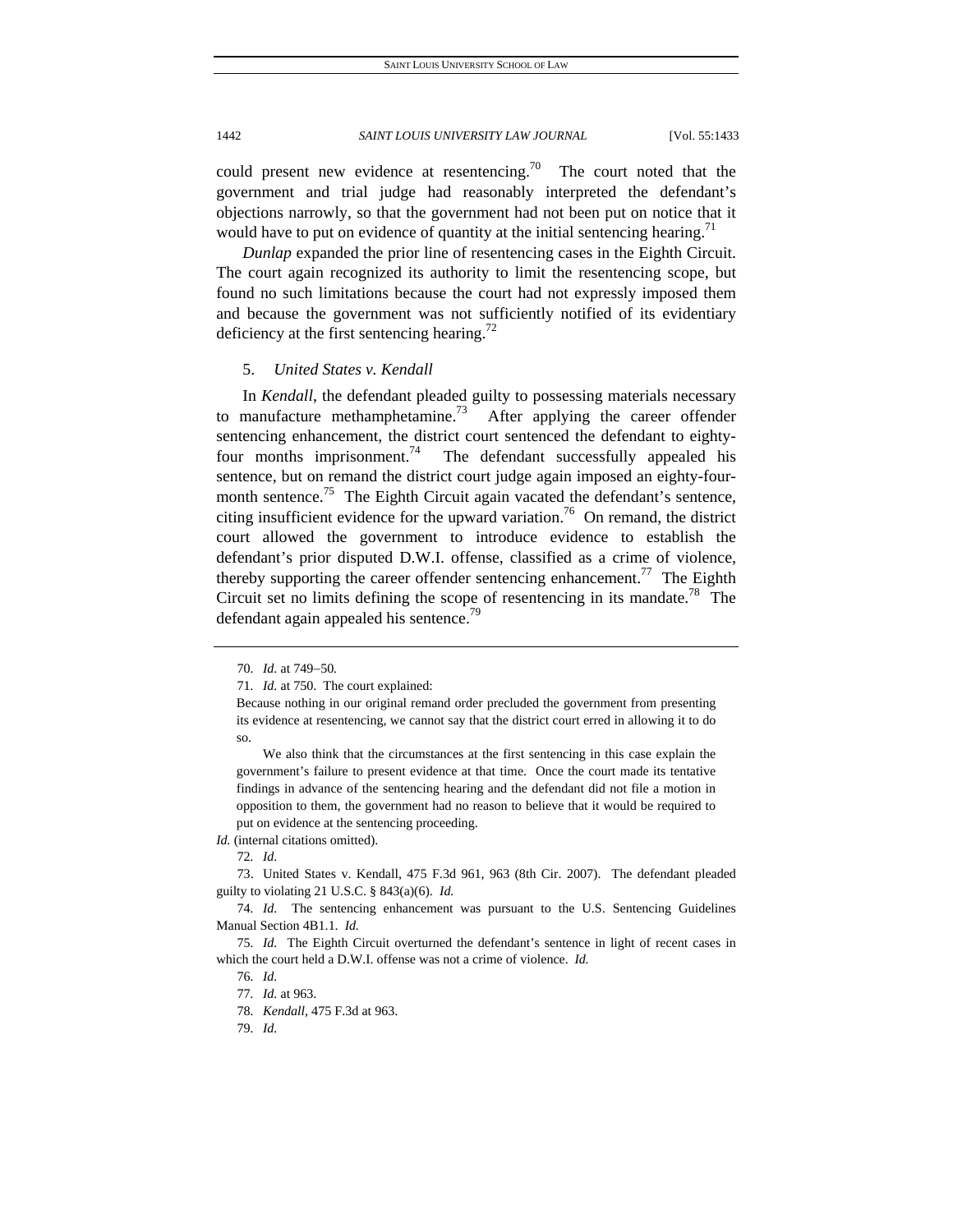could present new evidence at resentencing.[70] The court noted that the government and trial judge had reasonably interpreted the defendant's objections narrowly, so that the government had not been put on notice that it would have to put on evidence of quantity at the initial sentencing hearing.[71]

*Dunlap* expanded the prior line of resentencing cases in the Eighth Circuit. The court again recognized its authority to limit the resentencing scope, but found no such limitations because the court had not expressly imposed them and because the government was not sufficiently notified of its evidentiary deficiency at the first sentencing hearing.[72]

### 5. *United States v. Kendall*

In *Kendall*, the defendant pleaded guilty to possessing materials necessary to manufacture methamphetamine.[73] After applying the career offender sentencing enhancement, the district court sentenced the defendant to eighty-four months imprisonment.[74] The defendant successfully appealed his sentence, but on remand the district court judge again imposed an eighty-four-month sentence.[75] The Eighth Circuit again vacated the defendant's sentence, citing insufficient evidence for the upward variation.[76] On remand, the district court allowed the government to introduce evidence to establish the defendant's prior disputed D.W.I. offense, classified as a crime of violence, thereby supporting the career offender sentencing enhancement.[77] The Eighth Circuit set no limits defining the scope of resentencing in its mandate.[78] The defendant again appealed his sentence.[79]

---

70. *Id.* at 749–50.

71. *Id.* at 750. The court explained:

> Because nothing in our original remand order precluded the government from presenting its evidence at resentencing, we cannot say that the district court erred in allowing it to do so.
>
> We also think that the circumstances at the first sentencing in this case explain the government's failure to present evidence at that time. Once the court made its tentative findings in advance of the sentencing hearing and the defendant did not file a motion in opposition to them, the government had no reason to believe that it would be required to put on evidence at the sentencing proceeding.

*Id.* (internal citations omitted).

72. *Id.*

73. United States v. Kendall, 475 F.3d 961, 963 (8th Cir. 2007). The defendant pleaded guilty to violating 21 U.S.C. § 843(a)(6). *Id.*

74. *Id.* The sentencing enhancement was pursuant to the U.S. Sentencing Guidelines Manual Section 4B1.1. *Id.*

75. *Id.* The Eighth Circuit overturned the defendant's sentence in light of recent cases in which the court held a D.W.I. offense was not a crime of violence. *Id.*

76. *Id.*

77. *Id.* at 963.

78. *Kendall*, 475 F.3d at 963.

79. *Id.*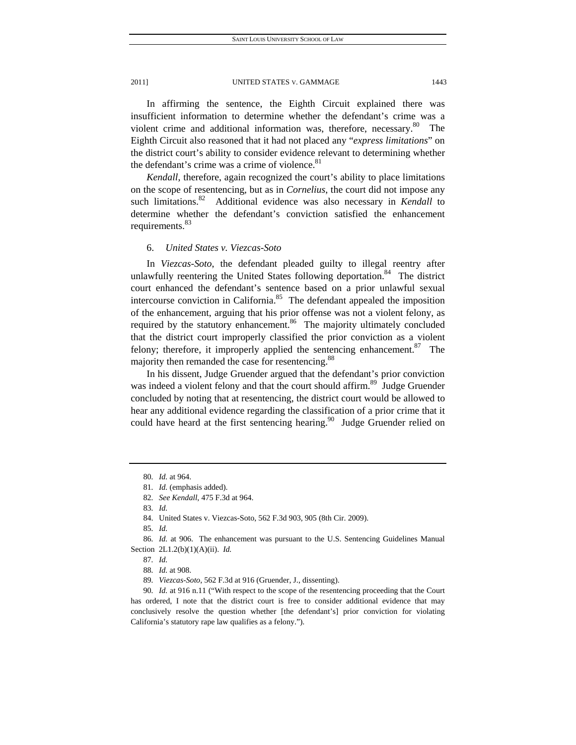In affirming the sentence, the Eighth Circuit explained there was insufficient information to determine whether the defendant's crime was a violent crime and additional information was, therefore, necessary.[80] The Eighth Circuit also reasoned that it had not placed any "*express limitations*" on the district court's ability to consider evidence relevant to determining whether the defendant's crime was a crime of violence.[81]

*Kendall*, therefore, again recognized the court's ability to place limitations on the scope of resentencing, but as in *Cornelius*, the court did not impose any such limitations.[82] Additional evidence was also necessary in *Kendall* to determine whether the defendant's conviction satisfied the enhancement requirements.[83]

### 6. *United States v. Viezcas-Soto*

In *Viezcas-Soto*, the defendant pleaded guilty to illegal reentry after unlawfully reentering the United States following deportation.[84] The district court enhanced the defendant's sentence based on a prior unlawful sexual intercourse conviction in California.[85] The defendant appealed the imposition of the enhancement, arguing that his prior offense was not a violent felony, as required by the statutory enhancement.[86] The majority ultimately concluded that the district court improperly classified the prior conviction as a violent felony; therefore, it improperly applied the sentencing enhancement.[87] The majority then remanded the case for resentencing.[88]

In his dissent, Judge Gruender argued that the defendant's prior conviction was indeed a violent felony and that the court should affirm.[89] Judge Gruender concluded by noting that at resentencing, the district court would be allowed to hear any additional evidence regarding the classification of a prior crime that it could have heard at the first sentencing hearing.[90] Judge Gruender relied on

---

80. *Id.* at 964.

81. *Id.* (emphasis added).

82. *See Kendall*, 475 F.3d at 964.

83. *Id.*

84. United States v. Viezcas-Soto, 562 F.3d 903, 905 (8th Cir. 2009).

85. *Id.*

86. *Id.* at 906. The enhancement was pursuant to the U.S. Sentencing Guidelines Manual Section 2L1.2(b)(1)(A)(ii). *Id.*

87. *Id.*

88. *Id.* at 908.

89. *Viezcas-Soto*, 562 F.3d at 916 (Gruender, J., dissenting).

90. *Id.* at 916 n.11 ("With respect to the scope of the resentencing proceeding that the Court has ordered, I note that the district court is free to consider additional evidence that may conclusively resolve the question whether [the defendant's] prior conviction for violating California's statutory rape law qualifies as a felony.").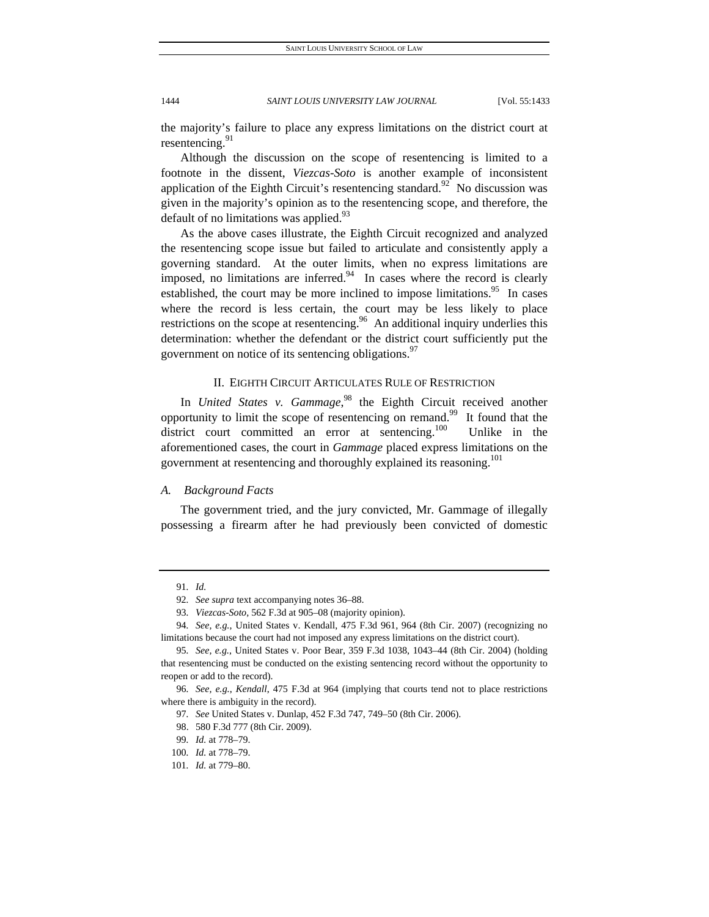the majority's failure to place any express limitations on the district court at resentencing.[91]

Although the discussion on the scope of resentencing is limited to a footnote in the dissent, *Viezcas-Soto* is another example of inconsistent application of the Eighth Circuit's resentencing standard.[92] No discussion was given in the majority's opinion as to the resentencing scope, and therefore, the default of no limitations was applied.[93]

As the above cases illustrate, the Eighth Circuit recognized and analyzed the resentencing scope issue but failed to articulate and consistently apply a governing standard. At the outer limits, when no express limitations are imposed, no limitations are inferred.[94] In cases where the record is clearly established, the court may be more inclined to impose limitations.[95] In cases where the record is less certain, the court may be less likely to place restrictions on the scope at resentencing.[96] An additional inquiry underlies this determination: whether the defendant or the district court sufficiently put the government on notice of its sentencing obligations.[97]

## II. Eighth Circuit Articulates Rule of Restriction

In *United States v. Gammage*,[98] the Eighth Circuit received another opportunity to limit the scope of resentencing on remand.[99] It found that the district court committed an error at sentencing.[100] Unlike in the aforementioned cases, the court in *Gammage* placed express limitations on the government at resentencing and thoroughly explained its reasoning.[101]

### *A. Background Facts*

The government tried, and the jury convicted, Mr. Gammage of illegally possessing a firearm after he had previously been convicted of domestic

---

91. *Id.*

92. *See supra* text accompanying notes 36–88.

93. *Viezcas-Soto*, 562 F.3d at 905–08 (majority opinion).

94. *See, e.g.*, United States v. Kendall, 475 F.3d 961, 964 (8th Cir. 2007) (recognizing no limitations because the court had not imposed any express limitations on the district court).

95. *See, e.g.*, United States v. Poor Bear, 359 F.3d 1038, 1043–44 (8th Cir. 2004) (holding that resentencing must be conducted on the existing sentencing record without the opportunity to reopen or add to the record).

96. *See, e.g.*, *Kendall*, 475 F.3d at 964 (implying that courts tend not to place restrictions where there is ambiguity in the record).

97. *See* United States v. Dunlap, 452 F.3d 747, 749–50 (8th Cir. 2006).

98. 580 F.3d 777 (8th Cir. 2009).

99. *Id.* at 778–79.

100. *Id.* at 778–79.

101. *Id.* at 779–80.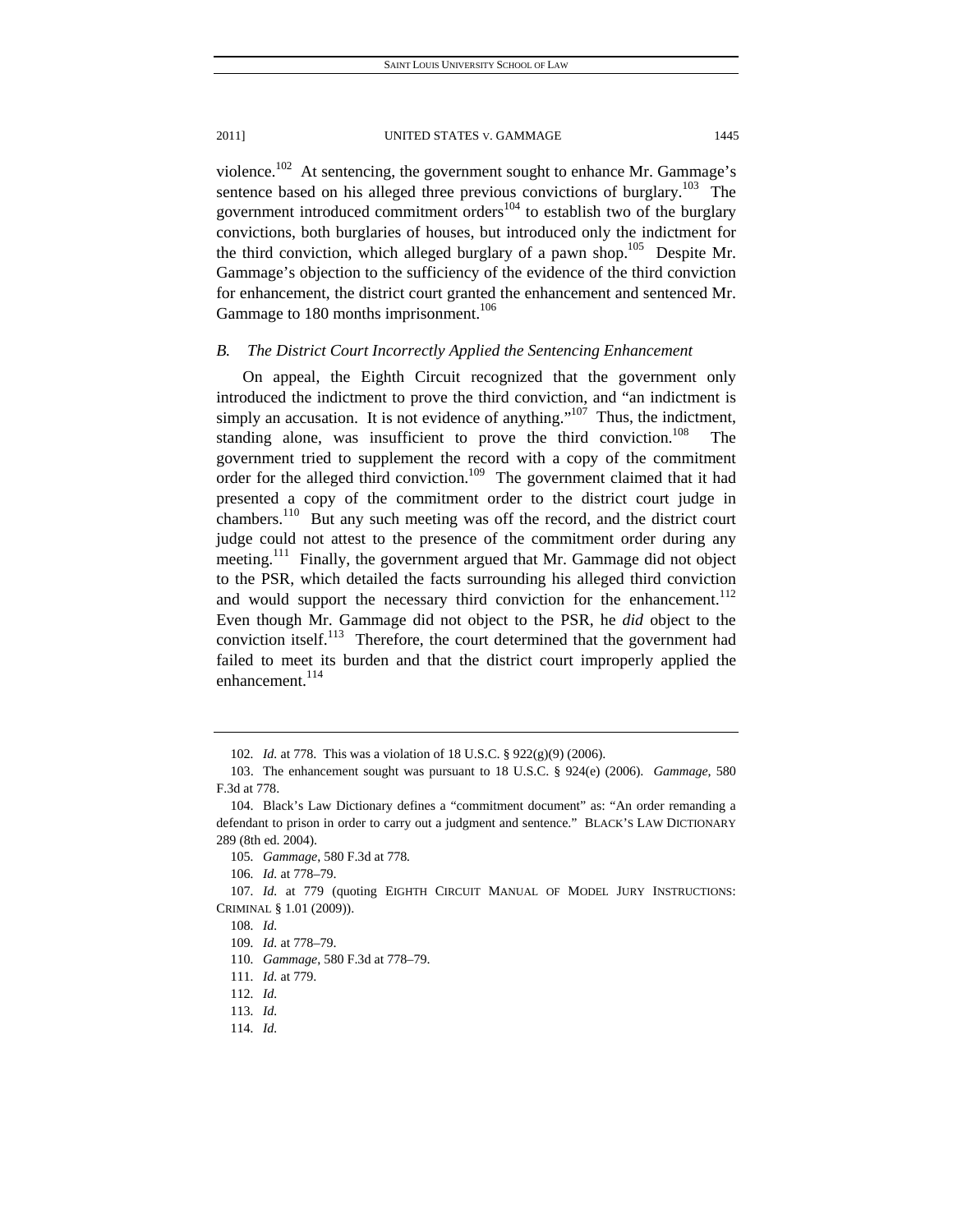violence.[102] At sentencing, the government sought to enhance Mr. Gammage's sentence based on his alleged three previous convictions of burglary.[103] The government introduced commitment orders[104] to establish two of the burglary convictions, both burglaries of houses, but introduced only the indictment for the third conviction, which alleged burglary of a pawn shop.[105] Despite Mr. Gammage's objection to the sufficiency of the evidence of the third conviction for enhancement, the district court granted the enhancement and sentenced Mr. Gammage to 180 months imprisonment.[106]

### *B. The District Court Incorrectly Applied the Sentencing Enhancement*

On appeal, the Eighth Circuit recognized that the government only introduced the indictment to prove the third conviction, and "an indictment is simply an accusation. It is not evidence of anything."[107] Thus, the indictment, standing alone, was insufficient to prove the third conviction.[108] The government tried to supplement the record with a copy of the commitment order for the alleged third conviction.[109] The government claimed that it had presented a copy of the commitment order to the district court judge in chambers.[110] But any such meeting was off the record, and the district court judge could not attest to the presence of the commitment order during any meeting.[111] Finally, the government argued that Mr. Gammage did not object to the PSR, which detailed the facts surrounding his alleged third conviction and would support the necessary third conviction for the enhancement.[112] Even though Mr. Gammage did not object to the PSR, he *did* object to the conviction itself.[113] Therefore, the court determined that the government had failed to meet its burden and that the district court improperly applied the enhancement.[114]

---

102. *Id.* at 778. This was a violation of 18 U.S.C. § 922(g)(9) (2006).

103. The enhancement sought was pursuant to 18 U.S.C. § 924(e) (2006). *Gammage*, 580 F.3d at 778.

104. Black's Law Dictionary defines a "commitment document" as: "An order remanding a defendant to prison in order to carry out a judgment and sentence." BLACK'S LAW DICTIONARY 289 (8th ed. 2004).

105. *Gammage*, 580 F.3d at 778.

106. *Id.* at 778–79.

107. *Id.* at 779 (quoting EIGHTH CIRCUIT MANUAL OF MODEL JURY INSTRUCTIONS: CRIMINAL § 1.01 (2009)).

108. *Id.*

109. *Id.* at 778–79.

110. *Gammage*, 580 F.3d at 778–79.

111. *Id.* at 779.

112. *Id.*

113. *Id.*

114. *Id.*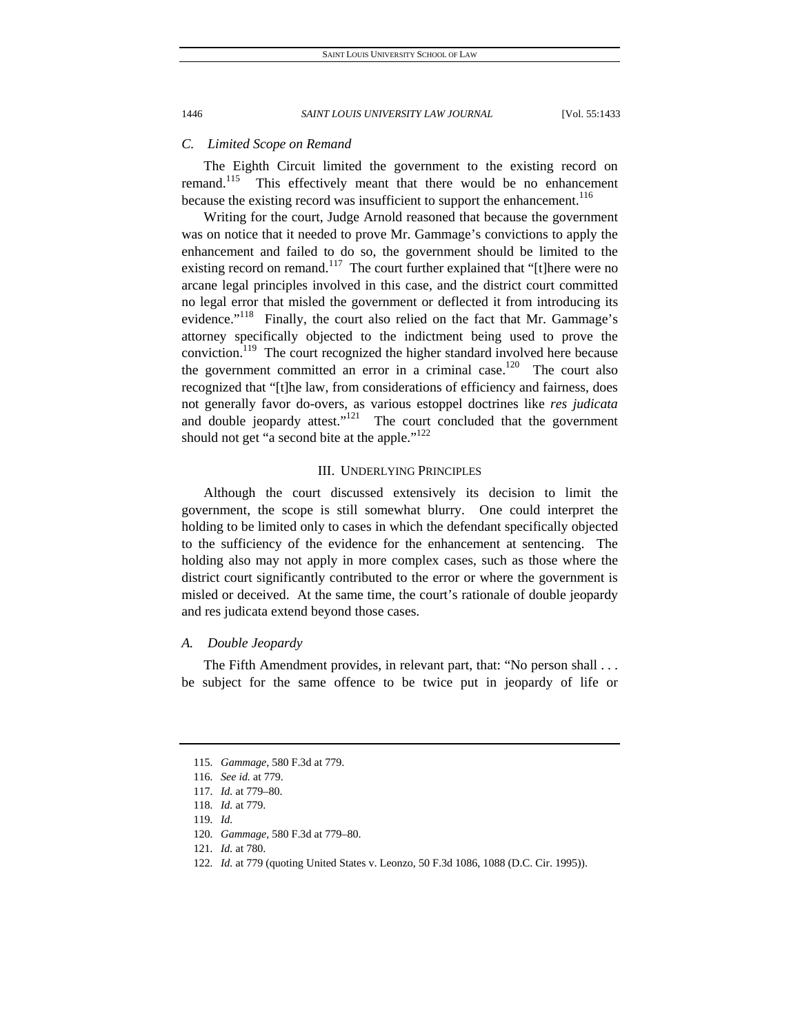### *C. Limited Scope on Remand*

The Eighth Circuit limited the government to the existing record on remand.[115] This effectively meant that there would be no enhancement because the existing record was insufficient to support the enhancement.[116]

Writing for the court, Judge Arnold reasoned that because the government was on notice that it needed to prove Mr. Gammage's convictions to apply the enhancement and failed to do so, the government should be limited to the existing record on remand.[117] The court further explained that "[t]here were no arcane legal principles involved in this case, and the district court committed no legal error that misled the government or deflected it from introducing its evidence."[118] Finally, the court also relied on the fact that Mr. Gammage's attorney specifically objected to the indictment being used to prove the conviction.[119] The court recognized the higher standard involved here because the government committed an error in a criminal case.[120] The court also recognized that "[t]he law, from considerations of efficiency and fairness, does not generally favor do-overs, as various estoppel doctrines like *res judicata* and double jeopardy attest."[121] The court concluded that the government should not get "a second bite at the apple."[122]

## III. UNDERLYING PRINCIPLES

Although the court discussed extensively its decision to limit the government, the scope is still somewhat blurry. One could interpret the holding to be limited only to cases in which the defendant specifically objected to the sufficiency of the evidence for the enhancement at sentencing. The holding also may not apply in more complex cases, such as those where the district court significantly contributed to the error or where the government is misled or deceived. At the same time, the court's rationale of double jeopardy and res judicata extend beyond those cases.

### *A. Double Jeopardy*

The Fifth Amendment provides, in relevant part, that: "No person shall . . . be subject for the same offence to be twice put in jeopardy of life or

---

115. *Gammage*, 580 F.3d at 779.

116. *See id.* at 779.

117. *Id.* at 779–80.

118. *Id.* at 779.

119. *Id.*

120. *Gammage*, 580 F.3d at 779–80.

121. *Id.* at 780.

122. *Id.* at 779 (quoting United States v. Leonzo, 50 F.3d 1086, 1088 (D.C. Cir. 1995)).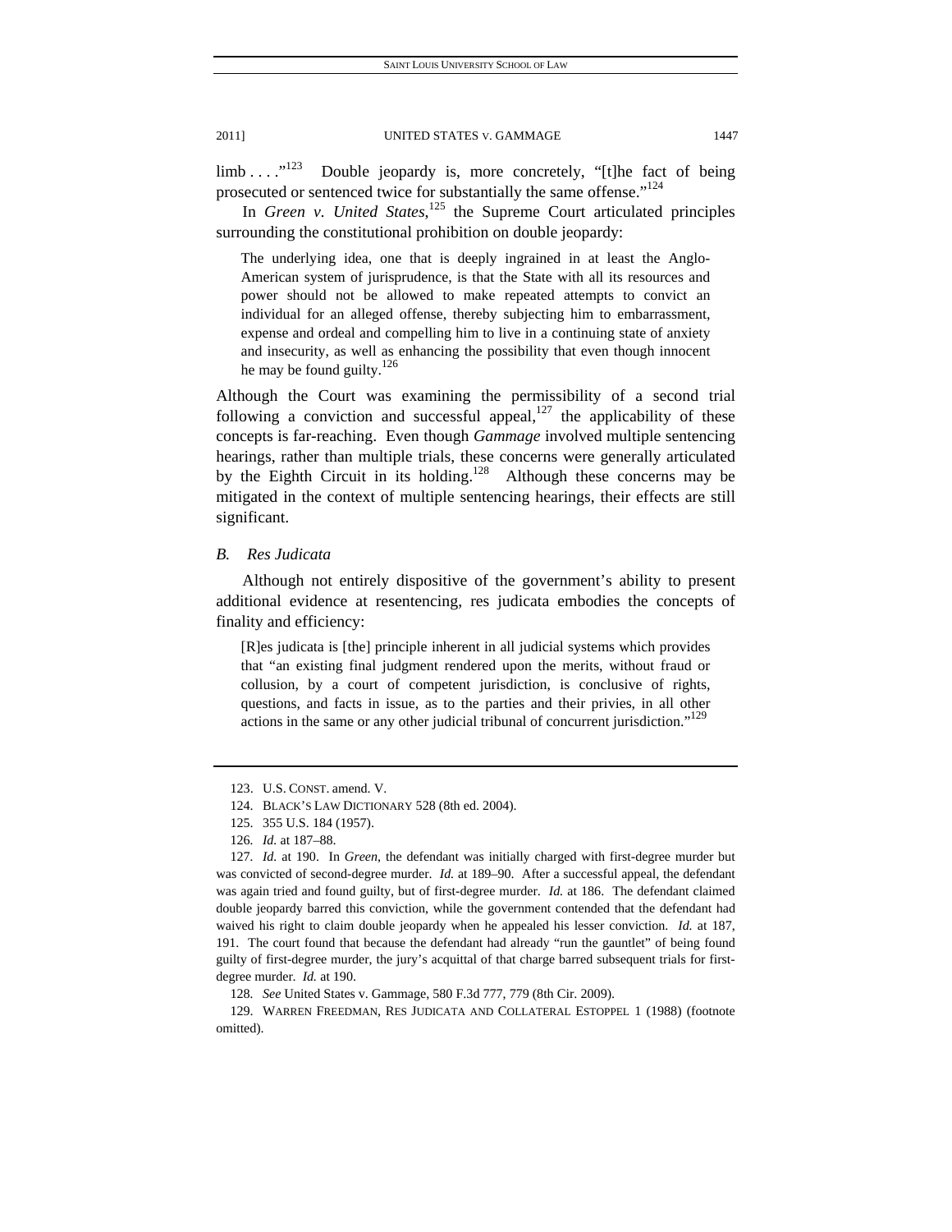limb . . . ."[123] Double jeopardy is, more concretely, "[t]he fact of being prosecuted or sentenced twice for substantially the same offense."[124]

In *Green v. United States*,[125] the Supreme Court articulated principles surrounding the constitutional prohibition on double jeopardy:

> The underlying idea, one that is deeply ingrained in at least the Anglo-American system of jurisprudence, is that the State with all its resources and power should not be allowed to make repeated attempts to convict an individual for an alleged offense, thereby subjecting him to embarrassment, expense and ordeal and compelling him to live in a continuing state of anxiety and insecurity, as well as enhancing the possibility that even though innocent he may be found guilty.[126]

Although the Court was examining the permissibility of a second trial following a conviction and successful appeal,[127] the applicability of these concepts is far-reaching. Even though *Gammage* involved multiple sentencing hearings, rather than multiple trials, these concerns were generally articulated by the Eighth Circuit in its holding.[128] Although these concerns may be mitigated in the context of multiple sentencing hearings, their effects are still significant.

### *B. Res Judicata*

Although not entirely dispositive of the government's ability to present additional evidence at resentencing, res judicata embodies the concepts of finality and efficiency:

> [R]es judicata is [the] principle inherent in all judicial systems which provides that "an existing final judgment rendered upon the merits, without fraud or collusion, by a court of competent jurisdiction, is conclusive of rights, questions, and facts in issue, as to the parties and their privies, in all other actions in the same or any other judicial tribunal of concurrent jurisdiction."[129]

---

123. U.S. CONST. amend. V.

124. BLACK'S LAW DICTIONARY 528 (8th ed. 2004).

125. 355 U.S. 184 (1957).

126. *Id.* at 187–88.

127. *Id.* at 190. In *Green*, the defendant was initially charged with first-degree murder but was convicted of second-degree murder. *Id.* at 189–90. After a successful appeal, the defendant was again tried and found guilty, but of first-degree murder. *Id.* at 186. The defendant claimed double jeopardy barred this conviction, while the government contended that the defendant had waived his right to claim double jeopardy when he appealed his lesser conviction. *Id.* at 187, 191. The court found that because the defendant had already "run the gauntlet" of being found guilty of first-degree murder, the jury's acquittal of that charge barred subsequent trials for first-degree murder. *Id.* at 190.

128. *See* United States v. Gammage, 580 F.3d 777, 779 (8th Cir. 2009).

129. WARREN FREEDMAN, RES JUDICATA AND COLLATERAL ESTOPPEL 1 (1988) (footnote omitted).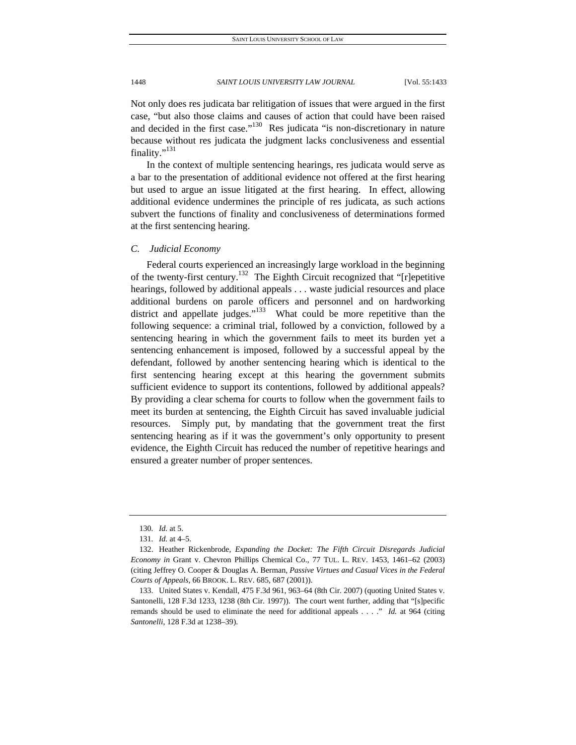Not only does res judicata bar relitigation of issues that were argued in the first case, "but also those claims and causes of action that could have been raised and decided in the first case."[130] Res judicata "is non-discretionary in nature because without res judicata the judgment lacks conclusiveness and essential finality."[131]

In the context of multiple sentencing hearings, res judicata would serve as a bar to the presentation of additional evidence not offered at the first hearing but used to argue an issue litigated at the first hearing. In effect, allowing additional evidence undermines the principle of res judicata, as such actions subvert the functions of finality and conclusiveness of determinations formed at the first sentencing hearing.

### *C. Judicial Economy*

Federal courts experienced an increasingly large workload in the beginning of the twenty-first century.[132] The Eighth Circuit recognized that "[r]epetitive hearings, followed by additional appeals . . . waste judicial resources and place additional burdens on parole officers and personnel and on hardworking district and appellate judges."[133] What could be more repetitive than the following sequence: a criminal trial, followed by a conviction, followed by a sentencing hearing in which the government fails to meet its burden yet a sentencing enhancement is imposed, followed by a successful appeal by the defendant, followed by another sentencing hearing which is identical to the first sentencing hearing except at this hearing the government submits sufficient evidence to support its contentions, followed by additional appeals? By providing a clear schema for courts to follow when the government fails to meet its burden at sentencing, the Eighth Circuit has saved invaluable judicial resources. Simply put, by mandating that the government treat the first sentencing hearing as if it was the government's only opportunity to present evidence, the Eighth Circuit has reduced the number of repetitive hearings and ensured a greater number of proper sentences.

---

130. *Id.* at 5.

131. *Id.* at 4–5.

132. Heather Rickenbrode, *Expanding the Docket: The Fifth Circuit Disregards Judicial Economy in* Grant v. Chevron Phillips Chemical Co., 77 TUL. L. REV. 1453, 1461–62 (2003) (citing Jeffrey O. Cooper & Douglas A. Berman, *Passive Virtues and Casual Vices in the Federal Courts of Appeals*, 66 BROOK. L. REV. 685, 687 (2001)).

133. United States v. Kendall, 475 F.3d 961, 963–64 (8th Cir. 2007) (quoting United States v. Santonelli, 128 F.3d 1233, 1238 (8th Cir. 1997)). The court went further, adding that "[s]pecific remands should be used to eliminate the need for additional appeals . . . ." *Id.* at 964 (citing *Santonelli*, 128 F.3d at 1238–39).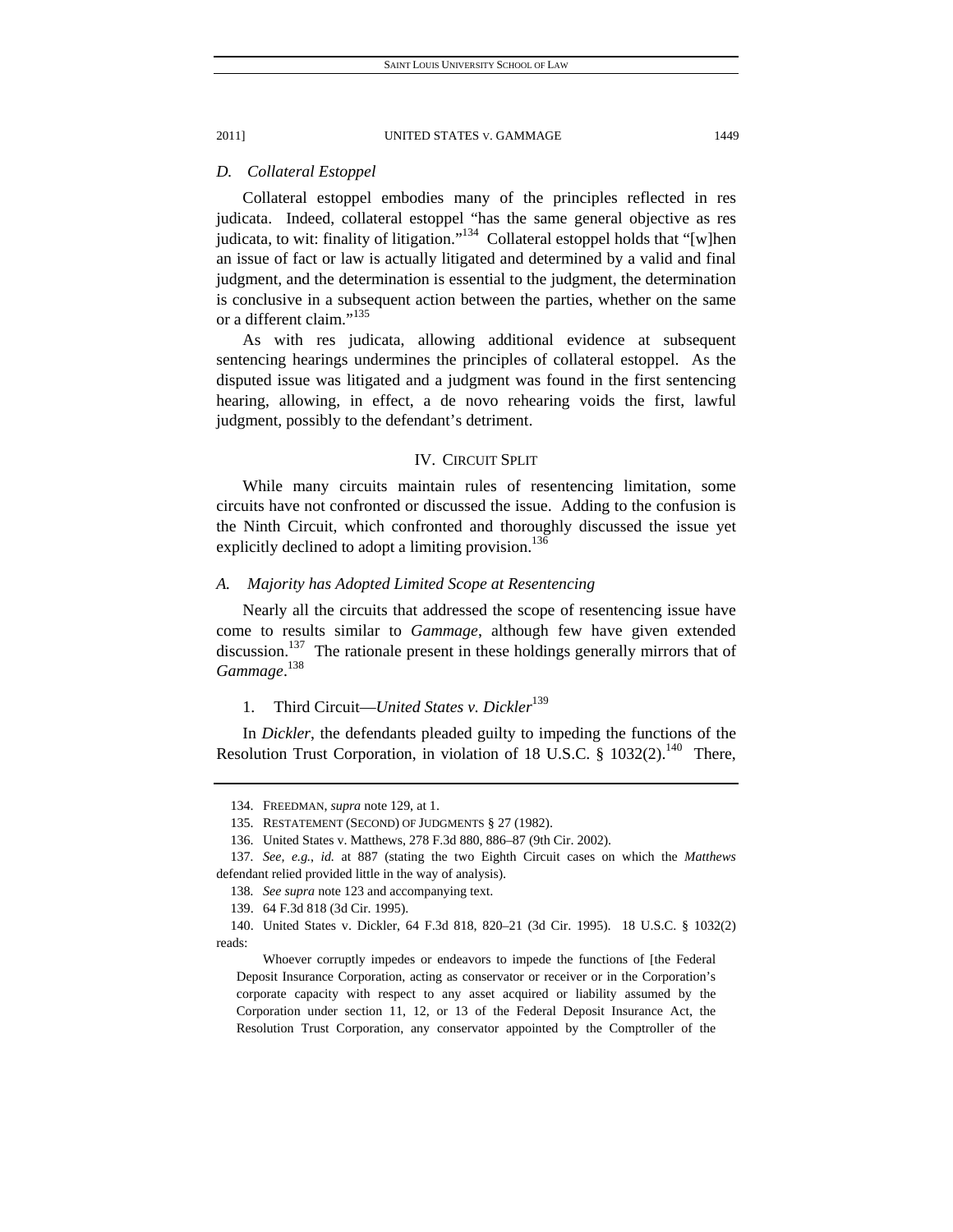### *D. Collateral Estoppel*

Collateral estoppel embodies many of the principles reflected in res judicata. Indeed, collateral estoppel "has the same general objective as res judicata, to wit: finality of litigation."[134] Collateral estoppel holds that "[w]hen an issue of fact or law is actually litigated and determined by a valid and final judgment, and the determination is essential to the judgment, the determination is conclusive in a subsequent action between the parties, whether on the same or a different claim."[135]

As with res judicata, allowing additional evidence at subsequent sentencing hearings undermines the principles of collateral estoppel. As the disputed issue was litigated and a judgment was found in the first sentencing hearing, allowing, in effect, a de novo rehearing voids the first, lawful judgment, possibly to the defendant's detriment.

## IV. CIRCUIT SPLIT

While many circuits maintain rules of resentencing limitation, some circuits have not confronted or discussed the issue. Adding to the confusion is the Ninth Circuit, which confronted and thoroughly discussed the issue yet explicitly declined to adopt a limiting provision.[136]

### *A. Majority has Adopted Limited Scope at Resentencing*

Nearly all the circuits that addressed the scope of resentencing issue have come to results similar to *Gammage*, although few have given extended discussion.[137] The rationale present in these holdings generally mirrors that of *Gammage*.[138]

#### 1. Third Circuit—*United States v. Dickler*[139]

In *Dickler*, the defendants pleaded guilty to impeding the functions of the Resolution Trust Corporation, in violation of 18 U.S.C. § 1032(2).[140] There,

---

134. FREEDMAN, *supra* note 129, at 1.

135. RESTATEMENT (SECOND) OF JUDGMENTS § 27 (1982).

136. United States v. Matthews, 278 F.3d 880, 886–87 (9th Cir. 2002).

137. *See, e.g.*, *id.* at 887 (stating the two Eighth Circuit cases on which the *Matthews* defendant relied provided little in the way of analysis).

138. *See supra* note 123 and accompanying text.

139. 64 F.3d 818 (3d Cir. 1995).

140. United States v. Dickler, 64 F.3d 818, 820–21 (3d Cir. 1995). 18 U.S.C. § 1032(2) reads:

> Whoever corruptly impedes or endeavors to impede the functions of [the Federal Deposit Insurance Corporation, acting as conservator or receiver or in the Corporation's corporate capacity with respect to any asset acquired or liability assumed by the Corporation under section 11, 12, or 13 of the Federal Deposit Insurance Act, the Resolution Trust Corporation, any conservator appointed by the Comptroller of the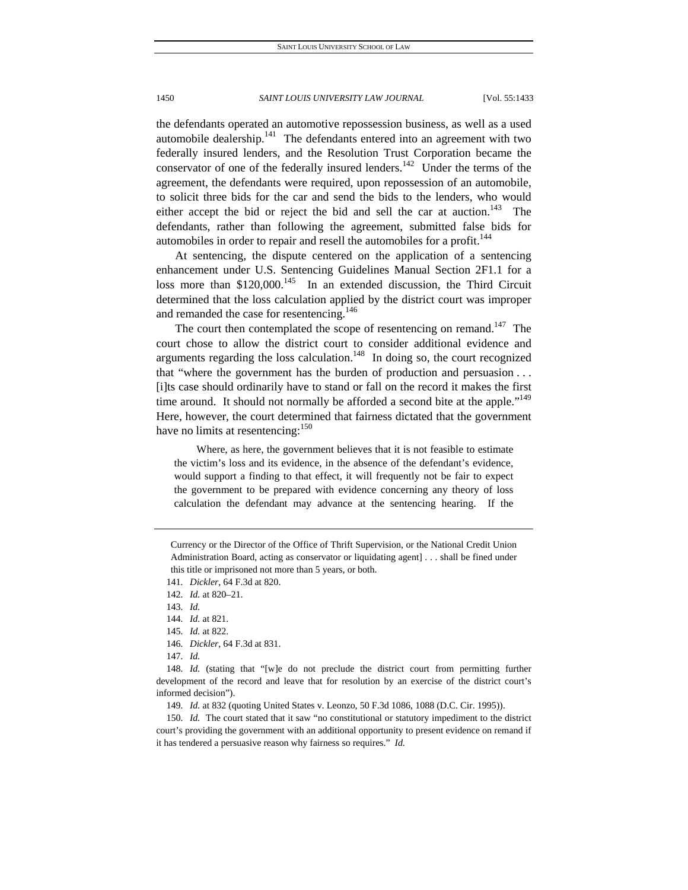the defendants operated an automotive repossession business, as well as a used automobile dealership.[141] The defendants entered into an agreement with two federally insured lenders, and the Resolution Trust Corporation became the conservator of one of the federally insured lenders.[142] Under the terms of the agreement, the defendants were required, upon repossession of an automobile, to solicit three bids for the car and send the bids to the lenders, who would either accept the bid or reject the bid and sell the car at auction.[143] The defendants, rather than following the agreement, submitted false bids for automobiles in order to repair and resell the automobiles for a profit.[144]

At sentencing, the dispute centered on the application of a sentencing enhancement under U.S. Sentencing Guidelines Manual Section 2F1.1 for a loss more than $120,000.[145] In an extended discussion, the Third Circuit determined that the loss calculation applied by the district court was improper and remanded the case for resentencing.[146]

The court then contemplated the scope of resentencing on remand.[147] The court chose to allow the district court to consider additional evidence and arguments regarding the loss calculation.[148] In doing so, the court recognized that "where the government has the burden of production and persuasion . . . [i]ts case should ordinarily have to stand or fall on the record it makes the first time around. It should not normally be afforded a second bite at the apple."[149] Here, however, the court determined that fairness dictated that the government have no limits at resentencing:[150]

> Where, as here, the government believes that it is not feasible to estimate the victim's loss and its evidence, in the absence of the defendant's evidence, would support a finding to that effect, it will frequently not be fair to expect the government to be prepared with evidence concerning any theory of loss calculation the defendant may advance at the sentencing hearing. If the

---

Currency or the Director of the Office of Thrift Supervision, or the National Credit Union Administration Board, acting as conservator or liquidating agent] . . . shall be fined under this title or imprisoned not more than 5 years, or both.

141. *Dickler*, 64 F.3d at 820.

142. *Id.* at 820–21.

143. *Id.*

144. *Id.* at 821.

145. *Id.* at 822.

146. *Dickler*, 64 F.3d at 831.

147. *Id.*

148. *Id.* (stating that "[w]e do not preclude the district court from permitting further development of the record and leave that for resolution by an exercise of the district court's informed decision").

149. *Id.* at 832 (quoting United States v. Leonzo, 50 F.3d 1086, 1088 (D.C. Cir. 1995)).

150. *Id.* The court stated that it saw "no constitutional or statutory impediment to the district court's providing the government with an additional opportunity to present evidence on remand if it has tendered a persuasive reason why fairness so requires." *Id.*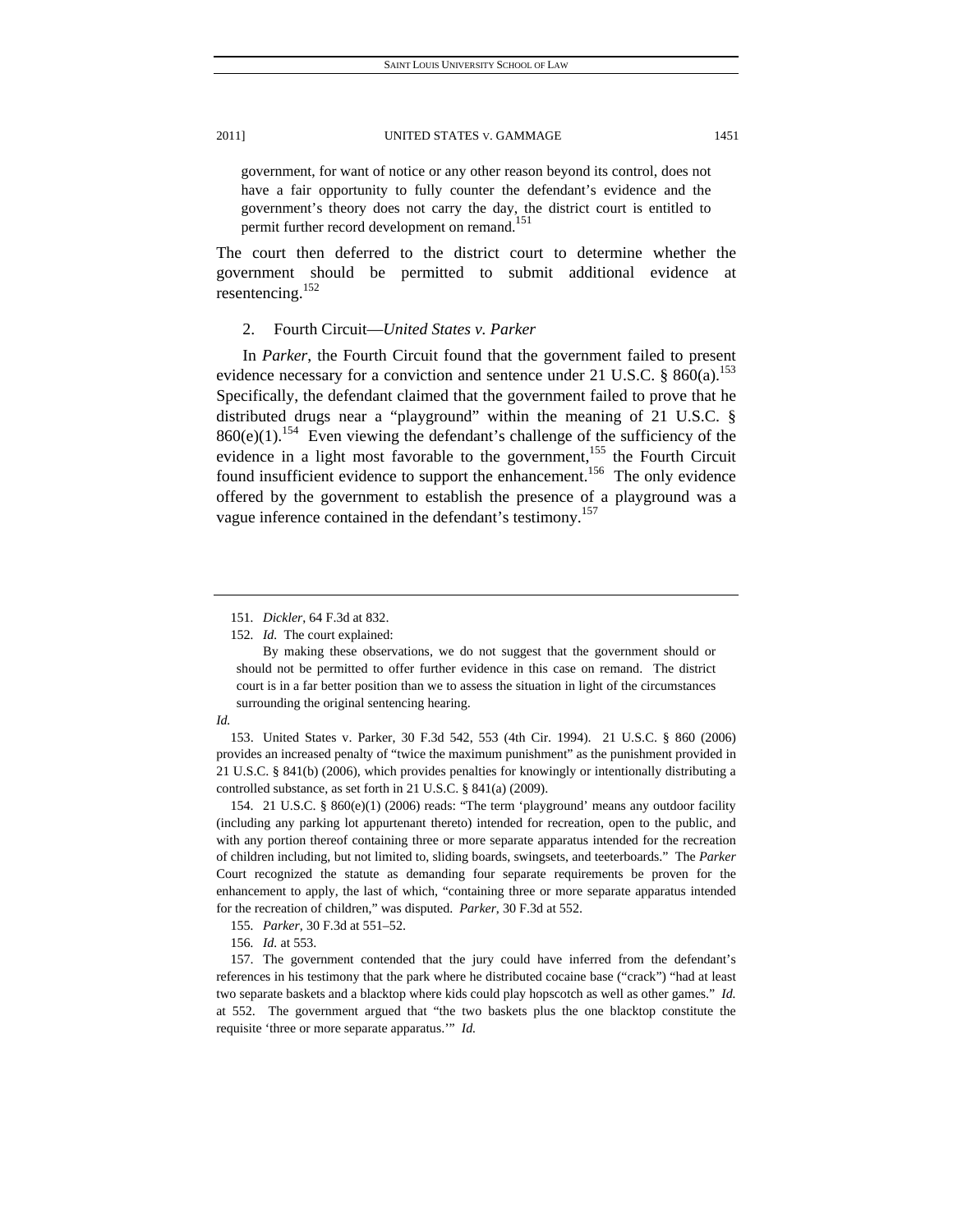government, for want of notice or any other reason beyond its control, does not have a fair opportunity to fully counter the defendant's evidence and the government's theory does not carry the day, the district court is entitled to permit further record development on remand.[151]

The court then deferred to the district court to determine whether the government should be permitted to submit additional evidence at resentencing.[152]

### 2. Fourth Circuit—*United States v. Parker*

In *Parker*, the Fourth Circuit found that the government failed to present evidence necessary for a conviction and sentence under 21 U.S.C. § 860(a).[153] Specifically, the defendant claimed that the government failed to prove that he distributed drugs near a "playground" within the meaning of 21 U.S.C. § 860(e)(1).[154] Even viewing the defendant's challenge of the sufficiency of the evidence in a light most favorable to the government,[155] the Fourth Circuit found insufficient evidence to support the enhancement.[156] The only evidence offered by the government to establish the presence of a playground was a vague inference contained in the defendant's testimony.[157]

---

151. *Dickler*, 64 F.3d at 832.

152. *Id.* The court explained:

> By making these observations, we do not suggest that the government should or should not be permitted to offer further evidence in this case on remand. The district court is in a far better position than we to assess the situation in light of the circumstances surrounding the original sentencing hearing.

*Id.*

153. United States v. Parker, 30 F.3d 542, 553 (4th Cir. 1994). 21 U.S.C. § 860 (2006) provides an increased penalty of "twice the maximum punishment" as the punishment provided in 21 U.S.C. § 841(b) (2006), which provides penalties for knowingly or intentionally distributing a controlled substance, as set forth in 21 U.S.C. § 841(a) (2009).

154. 21 U.S.C. § 860(e)(1) (2006) reads: "The term 'playground' means any outdoor facility (including any parking lot appurtenant thereto) intended for recreation, open to the public, and with any portion thereof containing three or more separate apparatus intended for the recreation of children including, but not limited to, sliding boards, swingsets, and teeterboards." The *Parker* Court recognized the statute as demanding four separate requirements be proven for the enhancement to apply, the last of which, "containing three or more separate apparatus intended for the recreation of children," was disputed. *Parker*, 30 F.3d at 552.

155. *Parker*, 30 F.3d at 551–52.

156. *Id.* at 553.

157. The government contended that the jury could have inferred from the defendant's references in his testimony that the park where he distributed cocaine base ("crack") "had at least two separate baskets and a blacktop where kids could play hopscotch as well as other games." *Id.* at 552. The government argued that "the two baskets plus the one blacktop constitute the requisite 'three or more separate apparatus.'" *Id.*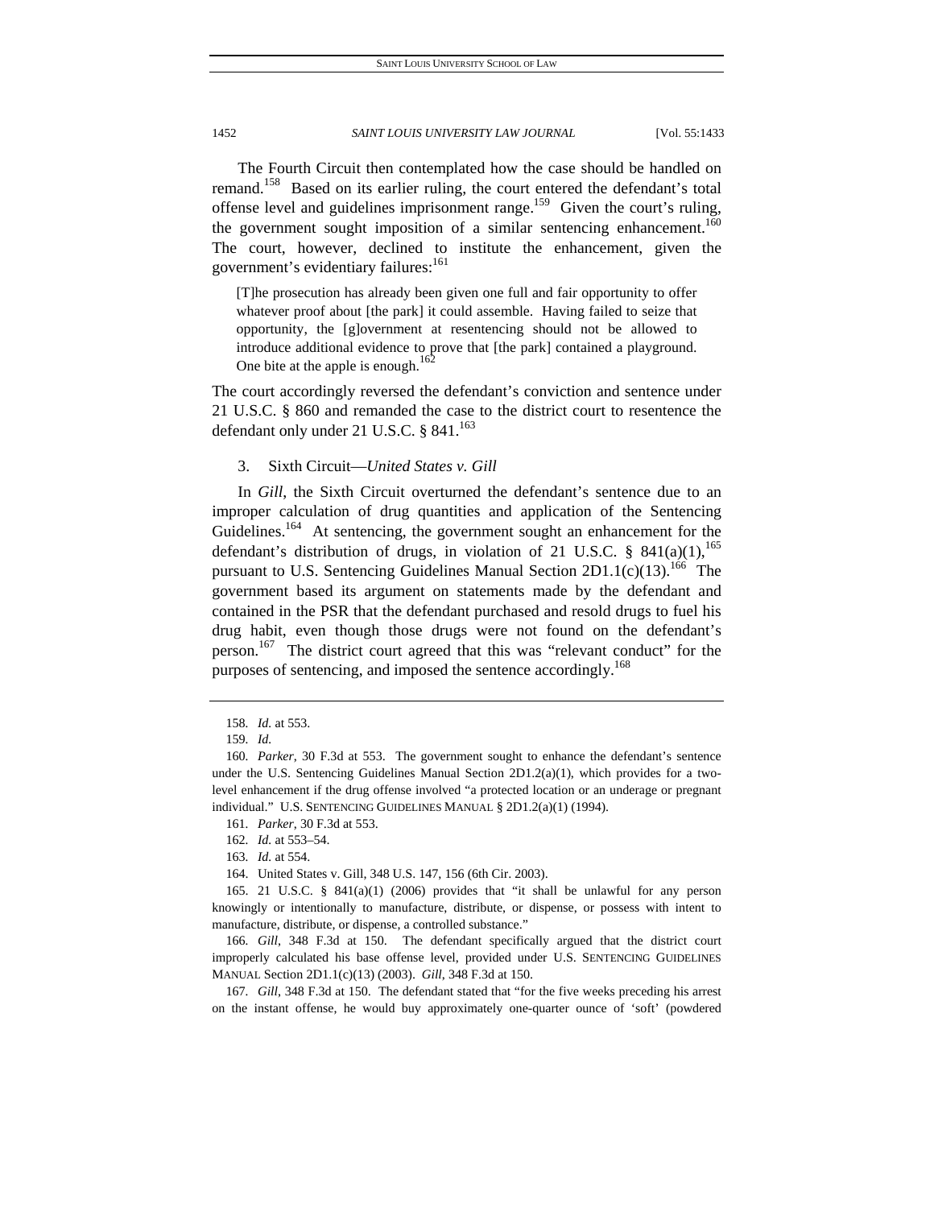The Fourth Circuit then contemplated how the case should be handled on remand.[158] Based on its earlier ruling, the court entered the defendant's total offense level and guidelines imprisonment range.[159] Given the court's ruling, the government sought imposition of a similar sentencing enhancement.[160] The court, however, declined to institute the enhancement, given the government's evidentiary failures:[161]

> [T]he prosecution has already been given one full and fair opportunity to offer whatever proof about [the park] it could assemble. Having failed to seize that opportunity, the [g]overnment at resentencing should not be allowed to introduce additional evidence to prove that [the park] contained a playground. One bite at the apple is enough.[162]

The court accordingly reversed the defendant's conviction and sentence under 21 U.S.C. § 860 and remanded the case to the district court to resentence the defendant only under 21 U.S.C. § 841.[163]

### 3. Sixth Circuit—*United States v. Gill*

In *Gill*, the Sixth Circuit overturned the defendant's sentence due to an improper calculation of drug quantities and application of the Sentencing Guidelines.[164] At sentencing, the government sought an enhancement for the defendant's distribution of drugs, in violation of 21 U.S.C. § 841(a)(1),[165] pursuant to U.S. Sentencing Guidelines Manual Section 2D1.1(c)(13).[166] The government based its argument on statements made by the defendant and contained in the PSR that the defendant purchased and resold drugs to fuel his drug habit, even though those drugs were not found on the defendant's person.[167] The district court agreed that this was "relevant conduct" for the purposes of sentencing, and imposed the sentence accordingly.[168]

---

158. *Id.* at 553.

159. *Id.*

160. *Parker*, 30 F.3d at 553. The government sought to enhance the defendant's sentence under the U.S. Sentencing Guidelines Manual Section 2D1.2(a)(1), which provides for a two-level enhancement if the drug offense involved "a protected location or an underage or pregnant individual." U.S. SENTENCING GUIDELINES MANUAL § 2D1.2(a)(1) (1994).

161. *Parker*, 30 F.3d at 553.

162. *Id.* at 553–54.

163. *Id.* at 554.

164. United States v. Gill, 348 U.S. 147, 156 (6th Cir. 2003).

165. 21 U.S.C. § 841(a)(1) (2006) provides that "it shall be unlawful for any person knowingly or intentionally to manufacture, distribute, or dispense, or possess with intent to manufacture, distribute, or dispense, a controlled substance."

166. *Gill*, 348 F.3d at 150. The defendant specifically argued that the district court improperly calculated his base offense level, provided under U.S. SENTENCING GUIDELINES MANUAL Section 2D1.1(c)(13) (2003). *Gill*, 348 F.3d at 150.

167. *Gill*, 348 F.3d at 150. The defendant stated that "for the five weeks preceding his arrest on the instant offense, he would buy approximately one-quarter ounce of 'soft' (powdered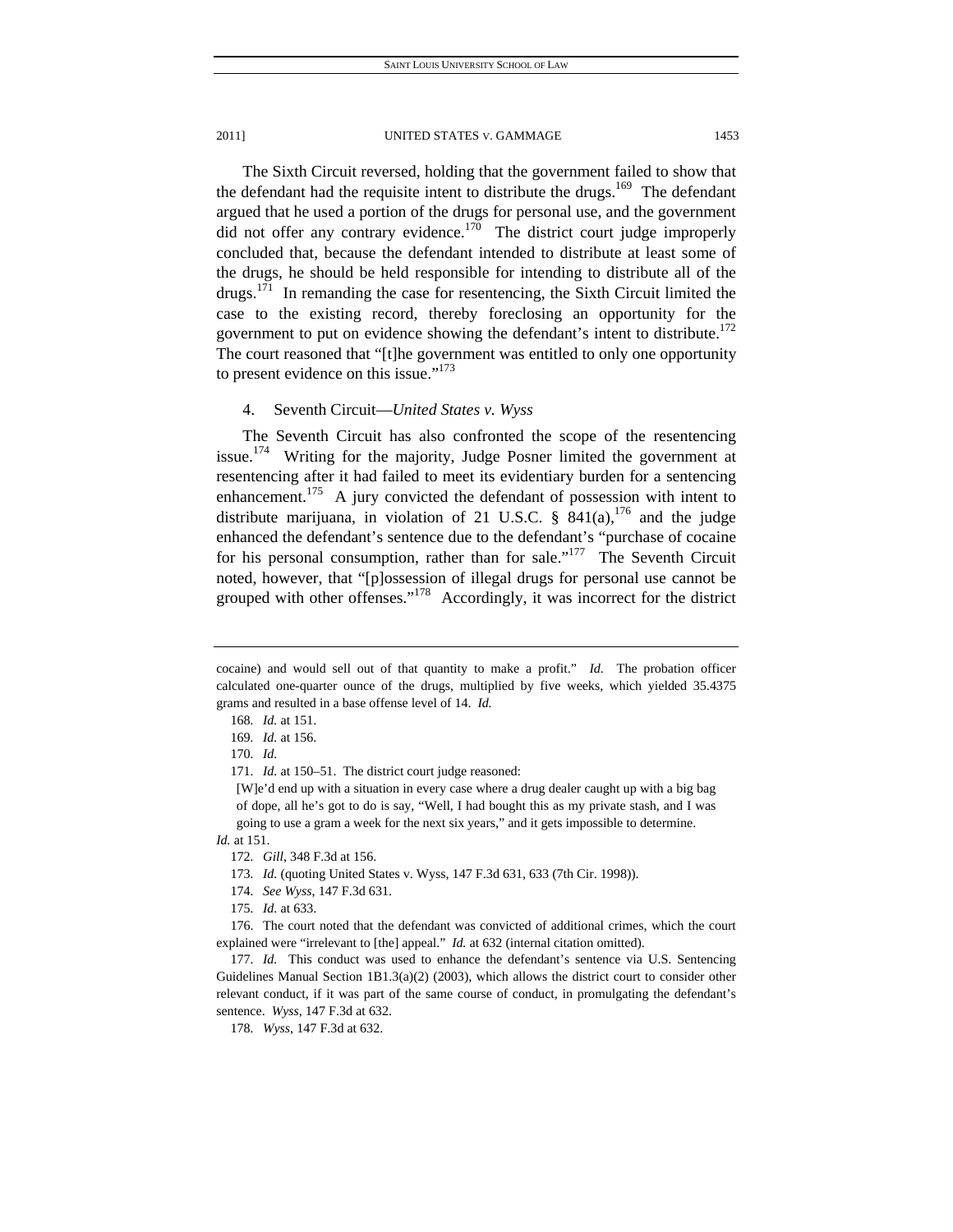The Sixth Circuit reversed, holding that the government failed to show that the defendant had the requisite intent to distribute the drugs.[169] The defendant argued that he used a portion of the drugs for personal use, and the government did not offer any contrary evidence.[170] The district court judge improperly concluded that, because the defendant intended to distribute at least some of the drugs, he should be held responsible for intending to distribute all of the drugs.[171] In remanding the case for resentencing, the Sixth Circuit limited the case to the existing record, thereby foreclosing an opportunity for the government to put on evidence showing the defendant's intent to distribute.[172] The court reasoned that "[t]he government was entitled to only one opportunity to present evidence on this issue."[173]

### 4. Seventh Circuit—*United States v. Wyss*

The Seventh Circuit has also confronted the scope of the resentencing issue.[174] Writing for the majority, Judge Posner limited the government at resentencing after it had failed to meet its evidentiary burden for a sentencing enhancement.[175] A jury convicted the defendant of possession with intent to distribute marijuana, in violation of 21 U.S.C. § 841(a),[176] and the judge enhanced the defendant's sentence due to the defendant's "purchase of cocaine for his personal consumption, rather than for sale."[177] The Seventh Circuit noted, however, that "[p]ossession of illegal drugs for personal use cannot be grouped with other offenses."[178] Accordingly, it was incorrect for the district

---

cocaine) and would sell out of that quantity to make a profit." *Id.* The probation officer calculated one-quarter ounce of the drugs, multiplied by five weeks, which yielded 35.4375 grams and resulted in a base offense level of 14. *Id.*

168. *Id.* at 151.

169. *Id.* at 156.

170. *Id.*

171. *Id.* at 150–51. The district court judge reasoned:

> [W]e'd end up with a situation in every case where a drug dealer caught up with a big bag of dope, all he's got to do is say, "Well, I had bought this as my private stash, and I was going to use a gram a week for the next six years," and it gets impossible to determine.

*Id.* at 151.

172. *Gill*, 348 F.3d at 156.

173. *Id.* (quoting United States v. Wyss, 147 F.3d 631, 633 (7th Cir. 1998)).

174. *See Wyss*, 147 F.3d 631.

175. *Id.* at 633.

176. The court noted that the defendant was convicted of additional crimes, which the court explained were "irrelevant to [the] appeal." *Id.* at 632 (internal citation omitted).

177. *Id.* This conduct was used to enhance the defendant's sentence via U.S. Sentencing Guidelines Manual Section 1B1.3(a)(2) (2003), which allows the district court to consider other relevant conduct, if it was part of the same course of conduct, in promulgating the defendant's sentence. *Wyss*, 147 F.3d at 632.

178. *Wyss*, 147 F.3d at 632.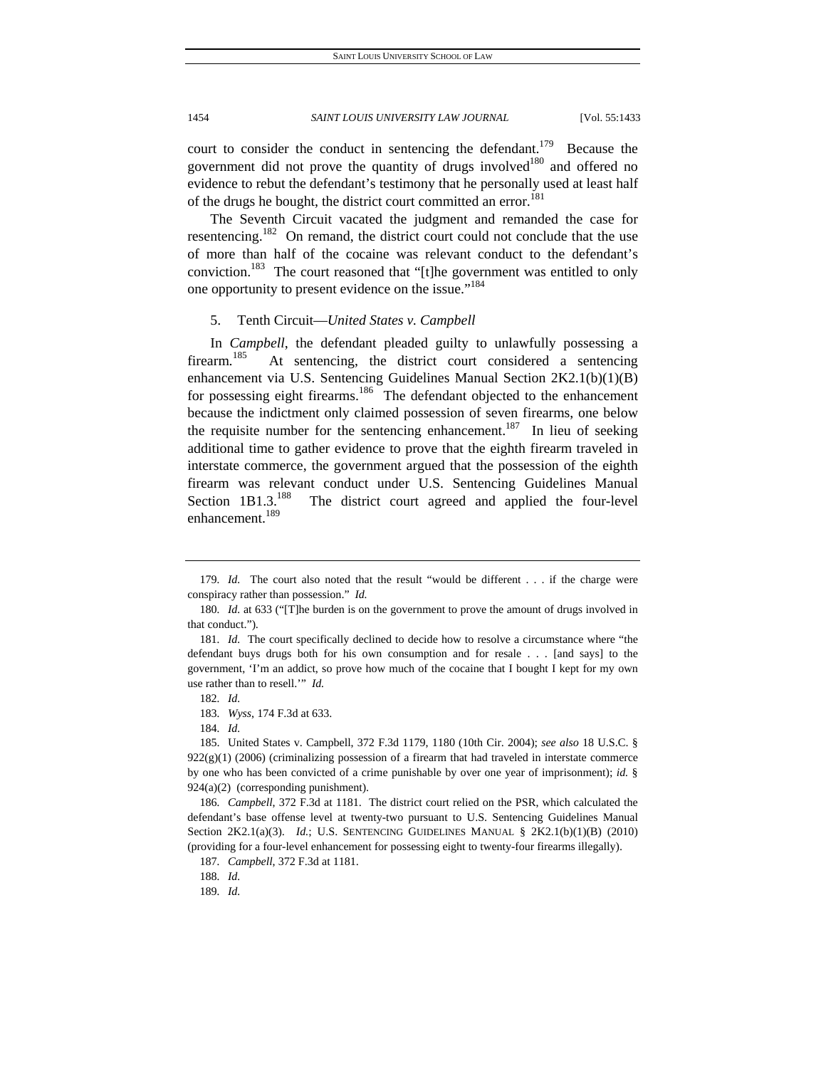court to consider the conduct in sentencing the defendant.[179] Because the government did not prove the quantity of drugs involved[180] and offered no evidence to rebut the defendant's testimony that he personally used at least half of the drugs he bought, the district court committed an error.[181]

The Seventh Circuit vacated the judgment and remanded the case for resentencing.[182] On remand, the district court could not conclude that the use of more than half of the cocaine was relevant conduct to the defendant's conviction.[183] The court reasoned that "[t]he government was entitled to only one opportunity to present evidence on the issue."[184]

### 5. Tenth Circuit—*United States v. Campbell*

In *Campbell*, the defendant pleaded guilty to unlawfully possessing a firearm.[185] At sentencing, the district court considered a sentencing enhancement via U.S. Sentencing Guidelines Manual Section 2K2.1(b)(1)(B) for possessing eight firearms.[186] The defendant objected to the enhancement because the indictment only claimed possession of seven firearms, one below the requisite number for the sentencing enhancement.[187] In lieu of seeking additional time to gather evidence to prove that the eighth firearm traveled in interstate commerce, the government argued that the possession of the eighth firearm was relevant conduct under U.S. Sentencing Guidelines Manual Section 1B1.3.[188] The district court agreed and applied the four-level enhancement.[189]

---

179. *Id.* The court also noted that the result "would be different . . . if the charge were conspiracy rather than possession." *Id.*

180. *Id.* at 633 ("[T]he burden is on the government to prove the amount of drugs involved in that conduct.").

181. *Id.* The court specifically declined to decide how to resolve a circumstance where "the defendant buys drugs both for his own consumption and for resale . . . [and says] to the government, 'I'm an addict, so prove how much of the cocaine that I bought I kept for my own use rather than to resell.'" *Id.*

182. *Id.*

183. *Wyss*, 174 F.3d at 633.

184. *Id.*

185. United States v. Campbell, 372 F.3d 1179, 1180 (10th Cir. 2004); *see also* 18 U.S.C. § 922(g)(1) (2006) (criminalizing possession of a firearm that had traveled in interstate commerce by one who has been convicted of a crime punishable by over one year of imprisonment); *id.* § 924(a)(2) (corresponding punishment).

186. *Campbell*, 372 F.3d at 1181. The district court relied on the PSR, which calculated the defendant's base offense level at twenty-two pursuant to U.S. Sentencing Guidelines Manual Section 2K2.1(a)(3). *Id.*; U.S. SENTENCING GUIDELINES MANUAL § 2K2.1(b)(1)(B) (2010) (providing for a four-level enhancement for possessing eight to twenty-four firearms illegally).

187. *Campbell*, 372 F.3d at 1181.

188. *Id.*

189. *Id.*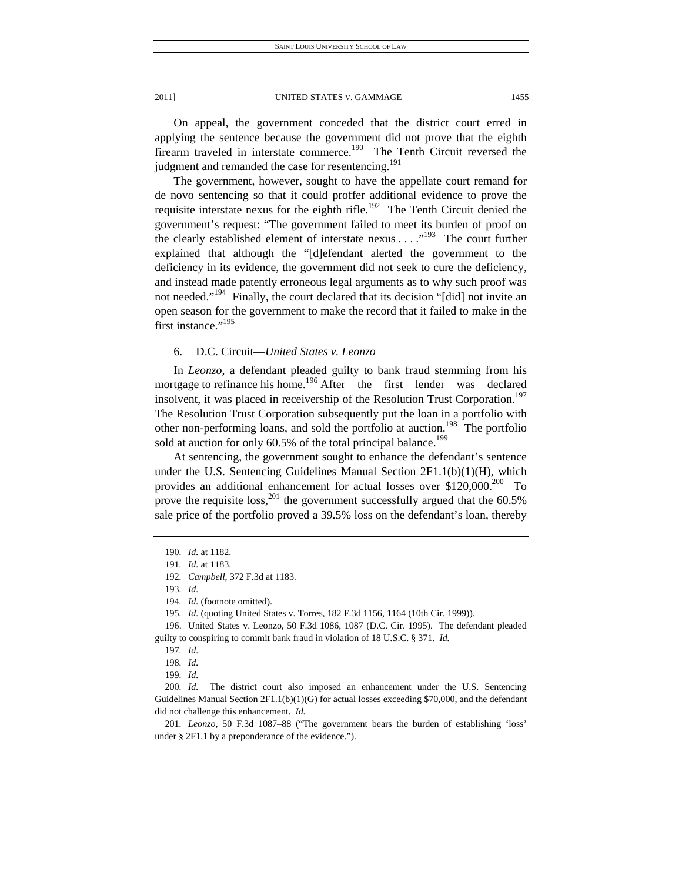On appeal, the government conceded that the district court erred in applying the sentence because the government did not prove that the eighth firearm traveled in interstate commerce.[190] The Tenth Circuit reversed the judgment and remanded the case for resentencing.[191]

The government, however, sought to have the appellate court remand for de novo sentencing so that it could proffer additional evidence to prove the requisite interstate nexus for the eighth rifle.[192] The Tenth Circuit denied the government's request: "The government failed to meet its burden of proof on the clearly established element of interstate nexus . . . ."[193] The court further explained that although the "[d]efendant alerted the government to the deficiency in its evidence, the government did not seek to cure the deficiency, and instead made patently erroneous legal arguments as to why such proof was not needed."[194] Finally, the court declared that its decision "[did] not invite an open season for the government to make the record that it failed to make in the first instance."[195]

### 6. D.C. Circuit—*United States v. Leonzo*

In *Leonzo*, a defendant pleaded guilty to bank fraud stemming from his mortgage to refinance his home.[196] After the first lender was declared insolvent, it was placed in receivership of the Resolution Trust Corporation.[197] The Resolution Trust Corporation subsequently put the loan in a portfolio with other non-performing loans, and sold the portfolio at auction.[198] The portfolio sold at auction for only 60.5% of the total principal balance.[199]

At sentencing, the government sought to enhance the defendant's sentence under the U.S. Sentencing Guidelines Manual Section 2F1.1(b)(1)(H), which provides an additional enhancement for actual losses over $120,000.[200] To prove the requisite loss,[201] the government successfully argued that the 60.5% sale price of the portfolio proved a 39.5% loss on the defendant's loan, thereby

---

190. *Id.* at 1182.

191. *Id.* at 1183.

192. *Campbell*, 372 F.3d at 1183.

193. *Id.*

194. *Id.* (footnote omitted).

195. *Id.* (quoting United States v. Torres, 182 F.3d 1156, 1164 (10th Cir. 1999)).

196. United States v. Leonzo, 50 F.3d 1086, 1087 (D.C. Cir. 1995). The defendant pleaded guilty to conspiring to commit bank fraud in violation of 18 U.S.C. § 371. *Id.*

197. *Id.*

198. *Id.*

199. *Id.*

200. *Id.* The district court also imposed an enhancement under the U.S. Sentencing Guidelines Manual Section 2F1.1(b)(1)(G) for actual losses exceeding $70,000, and the defendant did not challenge this enhancement. *Id.*

201. *Leonzo*, 50 F.3d 1087–88 ("The government bears the burden of establishing 'loss' under § 2F1.1 by a preponderance of the evidence.").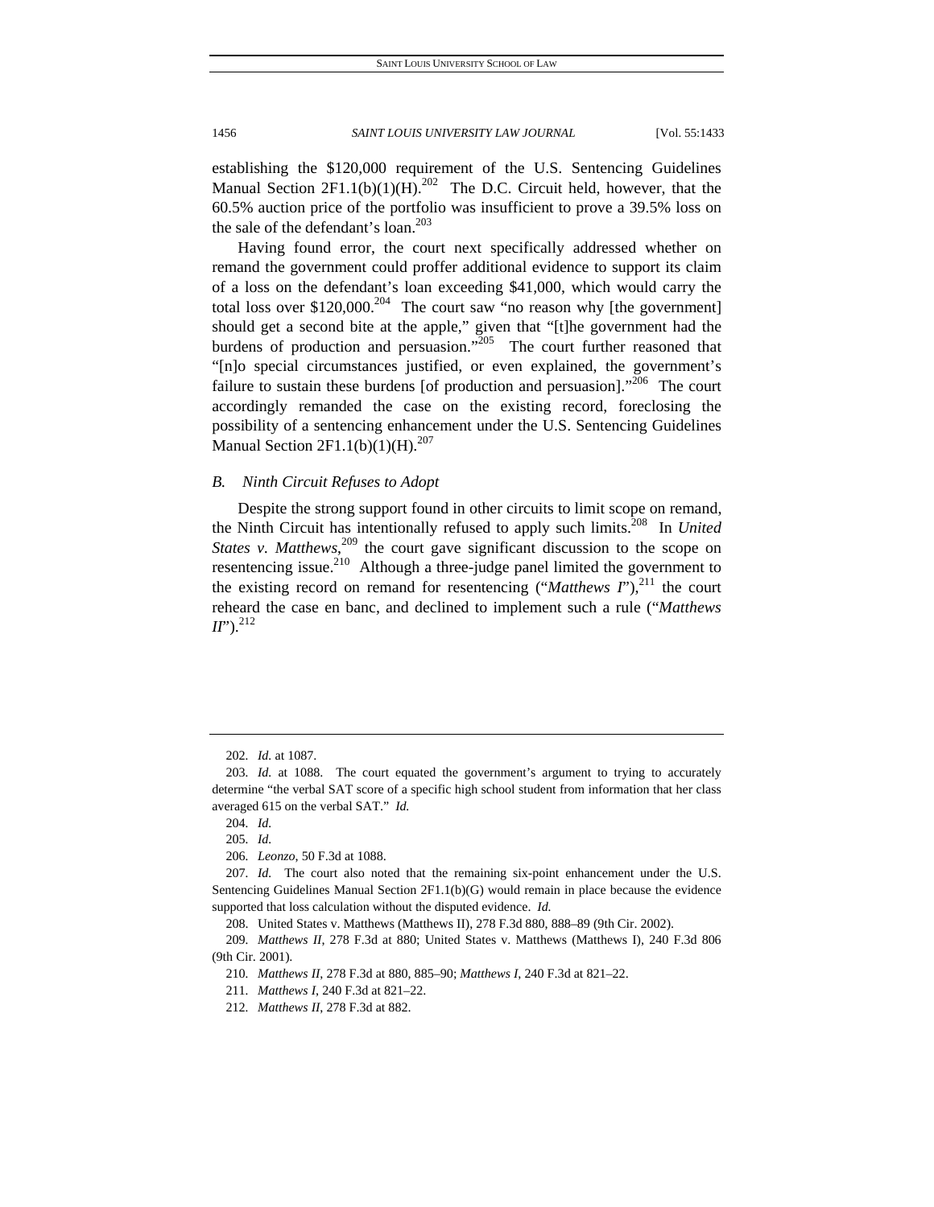establishing the $120,000 requirement of the U.S. Sentencing Guidelines Manual Section 2F1.1(b)(1)(H).[202] The D.C. Circuit held, however, that the 60.5% auction price of the portfolio was insufficient to prove a 39.5% loss on the sale of the defendant's loan.[203]

Having found error, the court next specifically addressed whether on remand the government could proffer additional evidence to support its claim of a loss on the defendant's loan exceeding $41,000, which would carry the total loss over $120,000.[204] The court saw "no reason why [the government] should get a second bite at the apple," given that "[t]he government had the burdens of production and persuasion."[205] The court further reasoned that "[n]o special circumstances justified, or even explained, the government's failure to sustain these burdens [of production and persuasion]."[206] The court accordingly remanded the case on the existing record, foreclosing the possibility of a sentencing enhancement under the U.S. Sentencing Guidelines Manual Section 2F1.1(b)(1)(H).[207]

### *B. Ninth Circuit Refuses to Adopt*

Despite the strong support found in other circuits to limit scope on remand, the Ninth Circuit has intentionally refused to apply such limits.[208] In *United States v. Matthews*,[209] the court gave significant discussion to the scope on resentencing issue.[210] Although a three-judge panel limited the government to the existing record on remand for resentencing ("*Matthews I*"),[211] the court reheard the case en banc, and declined to implement such a rule ("*Matthews II*").[212]

---

202. *Id.* at 1087.

203. *Id.* at 1088. The court equated the government's argument to trying to accurately determine "the verbal SAT score of a specific high school student from information that her class averaged 615 on the verbal SAT." *Id.*

204. *Id.*

205. *Id.*

206. *Leonzo*, 50 F.3d at 1088.

207. *Id.* The court also noted that the remaining six-point enhancement under the U.S. Sentencing Guidelines Manual Section 2F1.1(b)(G) would remain in place because the evidence supported that loss calculation without the disputed evidence. *Id.*

208. United States v. Matthews (Matthews II), 278 F.3d 880, 888–89 (9th Cir. 2002).

209. *Matthews II*, 278 F.3d at 880; United States v. Matthews (Matthews I), 240 F.3d 806 (9th Cir. 2001).

210. *Matthews II*, 278 F.3d at 880, 885–90; *Matthews I*, 240 F.3d at 821–22.

211. *Matthews I*, 240 F.3d at 821–22.

212. *Matthews II*, 278 F.3d at 882.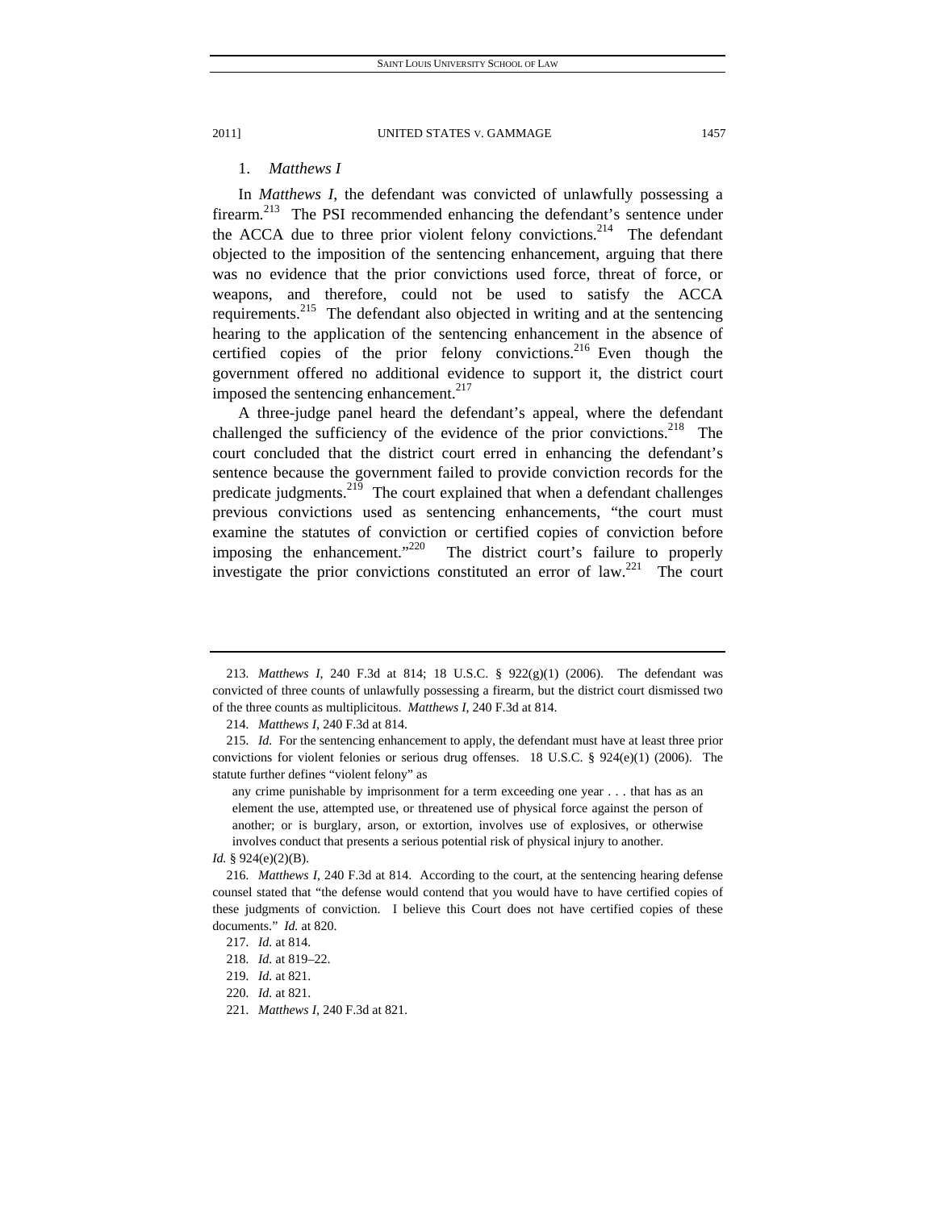### 1. *Matthews I*

In *Matthews I*, the defendant was convicted of unlawfully possessing a firearm.[213] The PSI recommended enhancing the defendant's sentence under the ACCA due to three prior violent felony convictions.[214] The defendant objected to the imposition of the sentencing enhancement, arguing that there was no evidence that the prior convictions used force, threat of force, or weapons, and therefore, could not be used to satisfy the ACCA requirements.[215] The defendant also objected in writing and at the sentencing hearing to the application of the sentencing enhancement in the absence of certified copies of the prior felony convictions.[216] Even though the government offered no additional evidence to support it, the district court imposed the sentencing enhancement.[217]

A three-judge panel heard the defendant's appeal, where the defendant challenged the sufficiency of the evidence of the prior convictions.[218] The court concluded that the district court erred in enhancing the defendant's sentence because the government failed to provide conviction records for the predicate judgments.[219] The court explained that when a defendant challenges previous convictions used as sentencing enhancements, "the court must examine the statutes of conviction or certified copies of conviction before imposing the enhancement."[220] The district court's failure to properly investigate the prior convictions constituted an error of law.[221] The court

---

213. *Matthews I*, 240 F.3d at 814; 18 U.S.C. § 922(g)(1) (2006). The defendant was convicted of three counts of unlawfully possessing a firearm, but the district court dismissed two of the three counts as multiplicitous. *Matthews I*, 240 F.3d at 814.

214. *Matthews I*, 240 F.3d at 814.

215. *Id.* For the sentencing enhancement to apply, the defendant must have at least three prior convictions for violent felonies or serious drug offenses. 18 U.S.C. § 924(e)(1) (2006). The statute further defines "violent felony" as

> any crime punishable by imprisonment for a term exceeding one year . . . that has as an element the use, attempted use, or threatened use of physical force against the person of another; or is burglary, arson, or extortion, involves use of explosives, or otherwise involves conduct that presents a serious potential risk of physical injury to another.

*Id.* § 924(e)(2)(B).

216. *Matthews I*, 240 F.3d at 814. According to the court, at the sentencing hearing defense counsel stated that "the defense would contend that you would have to have certified copies of these judgments of conviction. I believe this Court does not have certified copies of these documents." *Id.* at 820.

217. *Id.* at 814.

218. *Id.* at 819–22.

219. *Id.* at 821.

220. *Id.* at 821.

221. *Matthews I*, 240 F.3d at 821.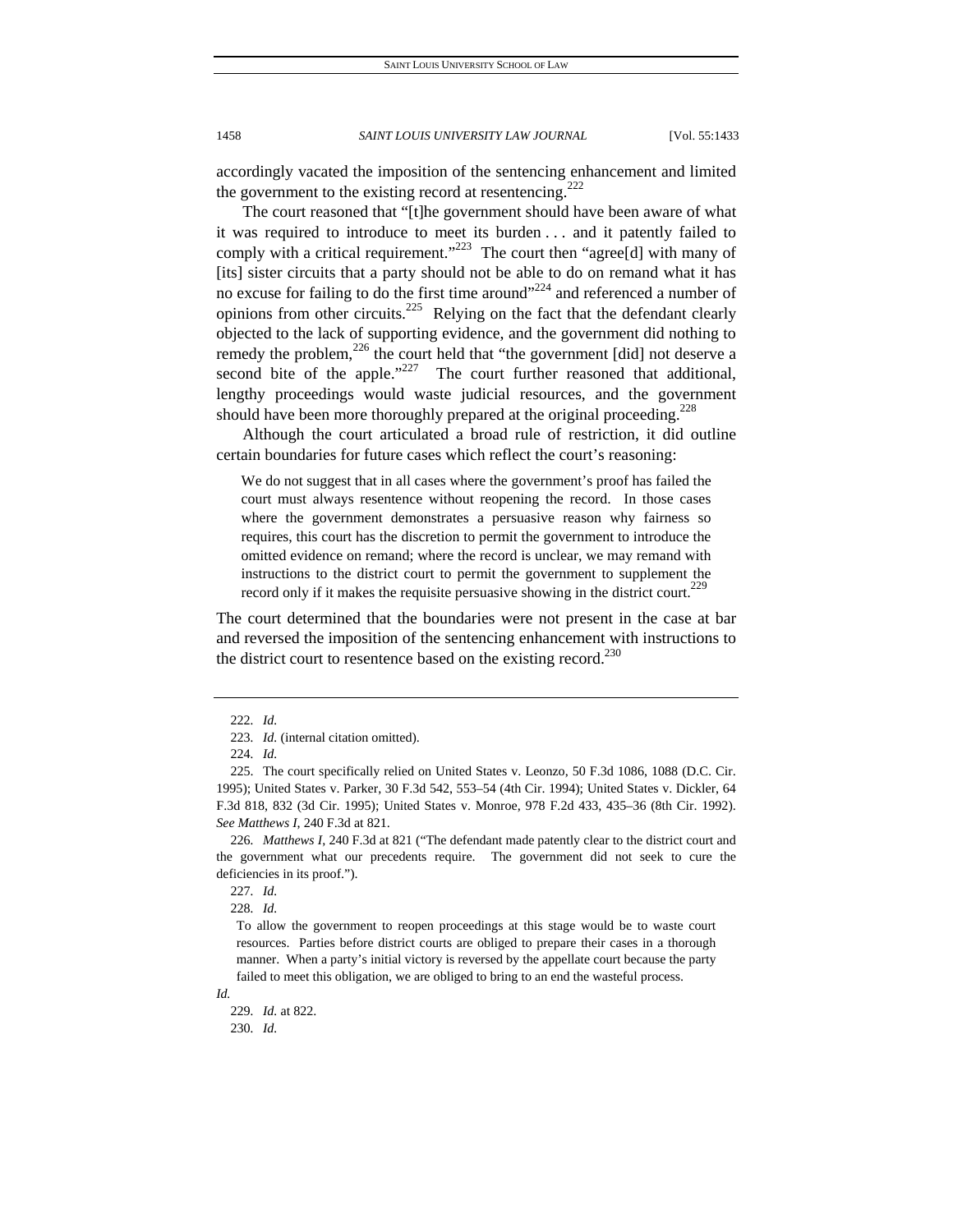accordingly vacated the imposition of the sentencing enhancement and limited the government to the existing record at resentencing.[222]

The court reasoned that "[t]he government should have been aware of what it was required to introduce to meet its burden . . . and it patently failed to comply with a critical requirement."[223] The court then "agree[d] with many of [its] sister circuits that a party should not be able to do on remand what it has no excuse for failing to do the first time around"[224] and referenced a number of opinions from other circuits.[225] Relying on the fact that the defendant clearly objected to the lack of supporting evidence, and the government did nothing to remedy the problem,[226] the court held that "the government [did] not deserve a second bite of the apple."[227] The court further reasoned that additional, lengthy proceedings would waste judicial resources, and the government should have been more thoroughly prepared at the original proceeding.[228]

Although the court articulated a broad rule of restriction, it did outline certain boundaries for future cases which reflect the court's reasoning:

> We do not suggest that in all cases where the government's proof has failed the court must always resentence without reopening the record. In those cases where the government demonstrates a persuasive reason why fairness so requires, this court has the discretion to permit the government to introduce the omitted evidence on remand; where the record is unclear, we may remand with instructions to the district court to permit the government to supplement the record only if it makes the requisite persuasive showing in the district court.[229]

The court determined that the boundaries were not present in the case at bar and reversed the imposition of the sentencing enhancement with instructions to the district court to resentence based on the existing record.[230]

---

222. *Id.*

223. *Id.* (internal citation omitted).

224. *Id.*

225. The court specifically relied on United States v. Leonzo, 50 F.3d 1086, 1088 (D.C. Cir. 1995); United States v. Parker, 30 F.3d 542, 553–54 (4th Cir. 1994); United States v. Dickler, 64 F.3d 818, 832 (3d Cir. 1995); United States v. Monroe, 978 F.2d 433, 435–36 (8th Cir. 1992). *See Matthews I*, 240 F.3d at 821.

226. *Matthews I*, 240 F.3d at 821 ("The defendant made patently clear to the district court and the government what our precedents require. The government did not seek to cure the deficiencies in its proof.").

227. *Id.*

228. *Id.*

> To allow the government to reopen proceedings at this stage would be to waste court resources. Parties before district courts are obliged to prepare their cases in a thorough manner. When a party's initial victory is reversed by the appellate court because the party failed to meet this obligation, we are obliged to bring to an end the wasteful process.

*Id.*

229. *Id.* at 822.

230. *Id.*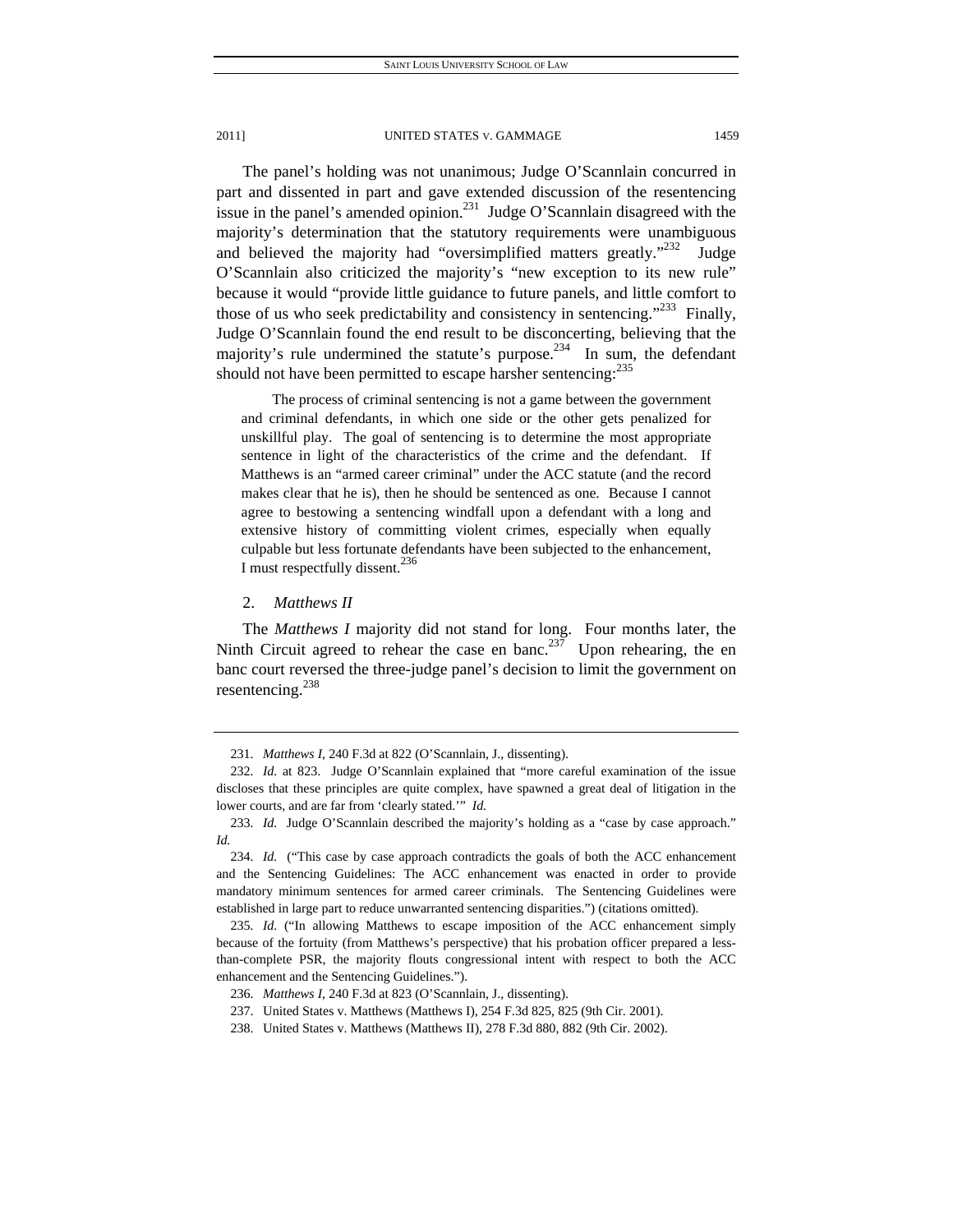The panel's holding was not unanimous; Judge O'Scannlain concurred in part and dissented in part and gave extended discussion of the resentencing issue in the panel's amended opinion.[231] Judge O'Scannlain disagreed with the majority's determination that the statutory requirements were unambiguous and believed the majority had "oversimplified matters greatly."[232] Judge O'Scannlain also criticized the majority's "new exception to its new rule" because it would "provide little guidance to future panels, and little comfort to those of us who seek predictability and consistency in sentencing."[233] Finally, Judge O'Scannlain found the end result to be disconcerting, believing that the majority's rule undermined the statute's purpose.[234] In sum, the defendant should not have been permitted to escape harsher sentencing:[235]

> The process of criminal sentencing is not a game between the government and criminal defendants, in which one side or the other gets penalized for unskillful play. The goal of sentencing is to determine the most appropriate sentence in light of the characteristics of the crime and the defendant. If Matthews is an "armed career criminal" under the ACC statute (and the record makes clear that he is), then he should be sentenced as one. Because I cannot agree to bestowing a sentencing windfall upon a defendant with a long and extensive history of committing violent crimes, especially when equally culpable but less fortunate defendants have been subjected to the enhancement, I must respectfully dissent.[236]

### 2. *Matthews II*

The *Matthews I* majority did not stand for long. Four months later, the Ninth Circuit agreed to rehear the case en banc.[237] Upon rehearing, the en banc court reversed the three-judge panel's decision to limit the government on resentencing.[238]

---

231. *Matthews I*, 240 F.3d at 822 (O'Scannlain, J., dissenting).

232. *Id.* at 823. Judge O'Scannlain explained that "more careful examination of the issue discloses that these principles are quite complex, have spawned a great deal of litigation in the lower courts, and are far from 'clearly stated.'" *Id.*

233. *Id.* Judge O'Scannlain described the majority's holding as a "case by case approach." *Id.*

234. *Id.* ("This case by case approach contradicts the goals of both the ACC enhancement and the Sentencing Guidelines: The ACC enhancement was enacted in order to provide mandatory minimum sentences for armed career criminals. The Sentencing Guidelines were established in large part to reduce unwarranted sentencing disparities.") (citations omitted).

235. *Id.* ("In allowing Matthews to escape imposition of the ACC enhancement simply because of the fortuity (from Matthews's perspective) that his probation officer prepared a less-than-complete PSR, the majority flouts congressional intent with respect to both the ACC enhancement and the Sentencing Guidelines.").

236. *Matthews I*, 240 F.3d at 823 (O'Scannlain, J., dissenting).

237. United States v. Matthews (Matthews I), 254 F.3d 825, 825 (9th Cir. 2001).

238. United States v. Matthews (Matthews II), 278 F.3d 880, 882 (9th Cir. 2002).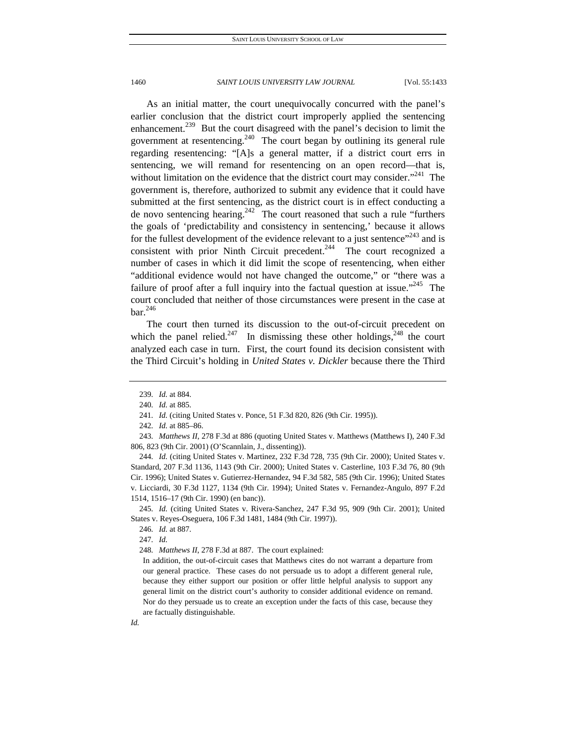As an initial matter, the court unequivocally concurred with the panel's earlier conclusion that the district court improperly applied the sentencing enhancement.[239] But the court disagreed with the panel's decision to limit the government at resentencing.[240] The court began by outlining its general rule regarding resentencing: "[A]s a general matter, if a district court errs in sentencing, we will remand for resentencing on an open record—that is, without limitation on the evidence that the district court may consider."[241] The government is, therefore, authorized to submit any evidence that it could have submitted at the first sentencing, as the district court is in effect conducting a de novo sentencing hearing.[242] The court reasoned that such a rule "furthers the goals of 'predictability and consistency in sentencing,' because it allows for the fullest development of the evidence relevant to a just sentence"[243] and is consistent with prior Ninth Circuit precedent.[244] The court recognized a number of cases in which it did limit the scope of resentencing, when either "additional evidence would not have changed the outcome," or "there was a failure of proof after a full inquiry into the factual question at issue."[245] The court concluded that neither of those circumstances were present in the case at bar.[246]

The court then turned its discussion to the out-of-circuit precedent on which the panel relied.[247] In dismissing these other holdings,[248] the court analyzed each case in turn. First, the court found its decision consistent with the Third Circuit's holding in *United States v. Dickler* because there the Third

---

239. *Id.* at 884.

240. *Id.* at 885.

241. *Id.* (citing United States v. Ponce, 51 F.3d 820, 826 (9th Cir. 1995)).

242. *Id.* at 885–86.

243. *Matthews II*, 278 F.3d at 886 (quoting United States v. Matthews (Matthews I), 240 F.3d 806, 823 (9th Cir. 2001) (O'Scannlain, J., dissenting)).

244. *Id.* (citing United States v. Martinez, 232 F.3d 728, 735 (9th Cir. 2000); United States v. Standard, 207 F.3d 1136, 1143 (9th Cir. 2000); United States v. Casterline, 103 F.3d 76, 80 (9th Cir. 1996); United States v. Gutierrez-Hernandez, 94 F.3d 582, 585 (9th Cir. 1996); United States v. Licciardi, 30 F.3d 1127, 1134 (9th Cir. 1994); United States v. Fernandez-Angulo, 897 F.2d 1514, 1516–17 (9th Cir. 1990) (en banc)).

245. *Id.* (citing United States v. Rivera-Sanchez, 247 F.3d 95, 909 (9th Cir. 2001); United States v. Reyes-Oseguera, 106 F.3d 1481, 1484 (9th Cir. 1997)).

246. *Id.* at 887.

247. *Id.*

248. *Matthews II*, 278 F.3d at 887. The court explained:

> In addition, the out-of-circuit cases that Matthews cites do not warrant a departure from our general practice. These cases do not persuade us to adopt a different general rule, because they either support our position or offer little helpful analysis to support any general limit on the district court's authority to consider additional evidence on remand. Nor do they persuade us to create an exception under the facts of this case, because they are factually distinguishable.

*Id.*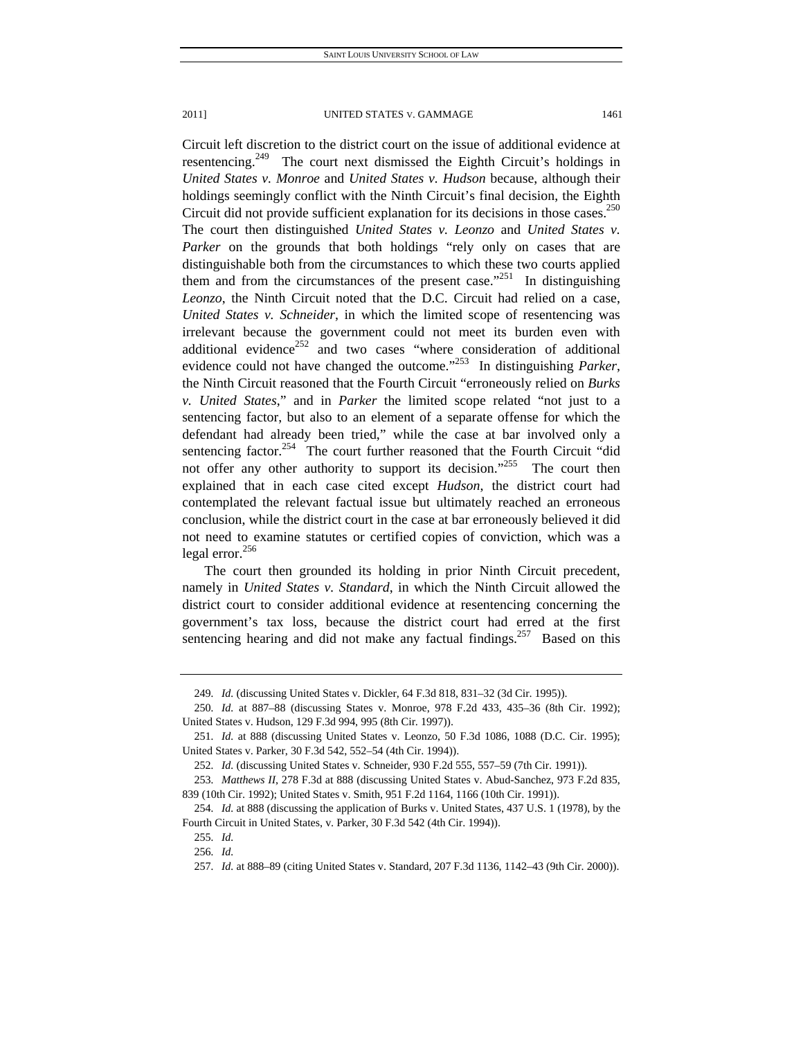Circuit left discretion to the district court on the issue of additional evidence at resentencing.[249] The court next dismissed the Eighth Circuit's holdings in *United States v. Monroe* and *United States v. Hudson* because, although their holdings seemingly conflict with the Ninth Circuit's final decision, the Eighth Circuit did not provide sufficient explanation for its decisions in those cases.[250] The court then distinguished *United States v. Leonzo* and *United States v. Parker* on the grounds that both holdings "rely only on cases that are distinguishable both from the circumstances to which these two courts applied them and from the circumstances of the present case."[251] In distinguishing *Leonzo*, the Ninth Circuit noted that the D.C. Circuit had relied on a case, *United States v. Schneider*, in which the limited scope of resentencing was irrelevant because the government could not meet its burden even with additional evidence[252] and two cases "where consideration of additional evidence could not have changed the outcome."[253] In distinguishing *Parker*, the Ninth Circuit reasoned that the Fourth Circuit "erroneously relied on *Burks v. United States*," and in *Parker* the limited scope related "not just to a sentencing factor, but also to an element of a separate offense for which the defendant had already been tried," while the case at bar involved only a sentencing factor.[254] The court further reasoned that the Fourth Circuit "did not offer any other authority to support its decision."[255] The court then explained that in each case cited except *Hudson*, the district court had contemplated the relevant factual issue but ultimately reached an erroneous conclusion, while the district court in the case at bar erroneously believed it did not need to examine statutes or certified copies of conviction, which was a legal error.[256]

The court then grounded its holding in prior Ninth Circuit precedent, namely in *United States v. Standard*, in which the Ninth Circuit allowed the district court to consider additional evidence at resentencing concerning the government's tax loss, because the district court had erred at the first sentencing hearing and did not make any factual findings.[257] Based on this

---

249. *Id.* (discussing United States v. Dickler, 64 F.3d 818, 831–32 (3d Cir. 1995)).

250. *Id.* at 887–88 (discussing States v. Monroe, 978 F.2d 433, 435–36 (8th Cir. 1992); United States v. Hudson, 129 F.3d 994, 995 (8th Cir. 1997)).

251. *Id.* at 888 (discussing United States v. Leonzo, 50 F.3d 1086, 1088 (D.C. Cir. 1995); United States v. Parker, 30 F.3d 542, 552–54 (4th Cir. 1994)).

252. *Id.* (discussing United States v. Schneider, 930 F.2d 555, 557–59 (7th Cir. 1991)).

253. *Matthews II*, 278 F.3d at 888 (discussing United States v. Abud-Sanchez, 973 F.2d 835, 839 (10th Cir. 1992); United States v. Smith, 951 F.2d 1164, 1166 (10th Cir. 1991)).

254. *Id.* at 888 (discussing the application of Burks v. United States, 437 U.S. 1 (1978), by the Fourth Circuit in United States, v. Parker, 30 F.3d 542 (4th Cir. 1994)).

255. *Id.*

256. *Id.*

257. *Id.* at 888–89 (citing United States v. Standard, 207 F.3d 1136, 1142–43 (9th Cir. 2000)).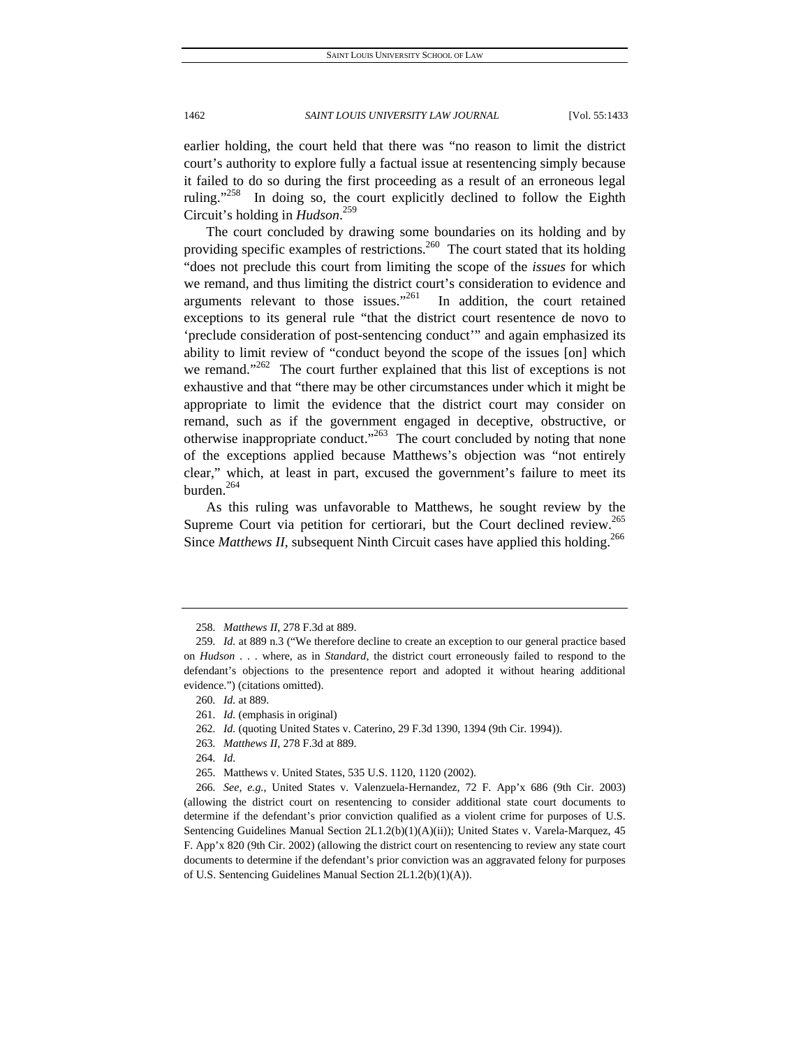earlier holding, the court held that there was "no reason to limit the district court's authority to explore fully a factual issue at resentencing simply because it failed to do so during the first proceeding as a result of an erroneous legal ruling."[258] In doing so, the court explicitly declined to follow the Eighth Circuit's holding in *Hudson*.[259]

The court concluded by drawing some boundaries on its holding and by providing specific examples of restrictions.[260] The court stated that its holding "does not preclude this court from limiting the scope of the *issues* for which we remand, and thus limiting the district court's consideration to evidence and arguments relevant to those issues."[261] In addition, the court retained exceptions to its general rule "that the district court resentence de novo to 'preclude consideration of post-sentencing conduct'" and again emphasized its ability to limit review of "conduct beyond the scope of the issues [on] which we remand."[262] The court further explained that this list of exceptions is not exhaustive and that "there may be other circumstances under which it might be appropriate to limit the evidence that the district court may consider on remand, such as if the government engaged in deceptive, obstructive, or otherwise inappropriate conduct."[263] The court concluded by noting that none of the exceptions applied because Matthews's objection was "not entirely clear," which, at least in part, excused the government's failure to meet its burden.[264]

As this ruling was unfavorable to Matthews, he sought review by the Supreme Court via petition for certiorari, but the Court declined review.[265] Since *Matthews II*, subsequent Ninth Circuit cases have applied this holding.[266]

---

258. *Matthews II*, 278 F.3d at 889.

259. *Id.* at 889 n.3 ("We therefore decline to create an exception to our general practice based on *Hudson* . . . where, as in *Standard*, the district court erroneously failed to respond to the defendant's objections to the presentence report and adopted it without hearing additional evidence.") (citations omitted).

260. *Id.* at 889.

261. *Id.* (emphasis in original)

262. *Id.* (quoting United States v. Caterino, 29 F.3d 1390, 1394 (9th Cir. 1994)).

263. *Matthews II*, 278 F.3d at 889.

264. *Id.*

265. Matthews v. United States, 535 U.S. 1120, 1120 (2002).

266. *See, e.g.*, United States v. Valenzuela-Hernandez, 72 F. App'x 686 (9th Cir. 2003) (allowing the district court on resentencing to consider additional state court documents to determine if the defendant's prior conviction qualified as a violent crime for purposes of U.S. Sentencing Guidelines Manual Section 2L1.2(b)(1)(A)(ii)); United States v. Varela-Marquez, 45 F. App'x 820 (9th Cir. 2002) (allowing the district court on resentencing to review any state court documents to determine if the defendant's prior conviction was an aggravated felony for purposes of U.S. Sentencing Guidelines Manual Section 2L1.2(b)(1)(A)).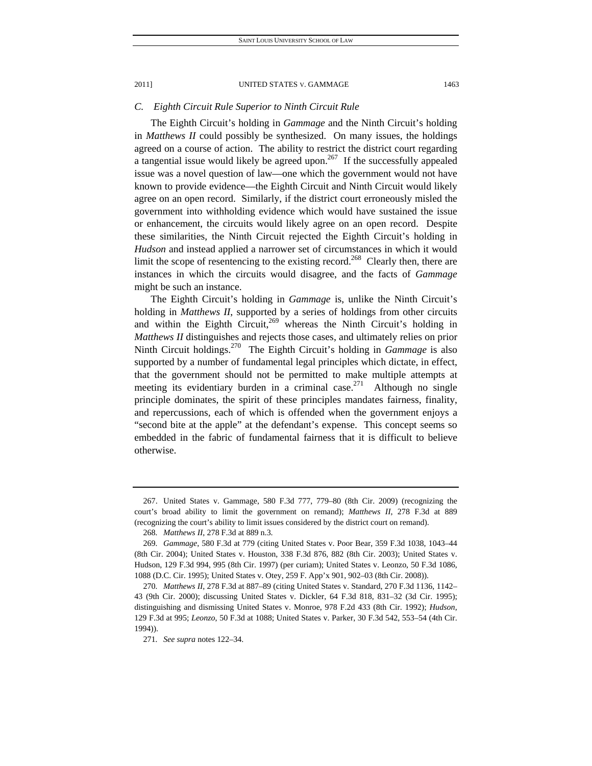### *C. Eighth Circuit Rule Superior to Ninth Circuit Rule*

The Eighth Circuit's holding in *Gammage* and the Ninth Circuit's holding in *Matthews II* could possibly be synthesized. On many issues, the holdings agreed on a course of action. The ability to restrict the district court regarding a tangential issue would likely be agreed upon.[267] If the successfully appealed issue was a novel question of law—one which the government would not have known to provide evidence—the Eighth Circuit and Ninth Circuit would likely agree on an open record. Similarly, if the district court erroneously misled the government into withholding evidence which would have sustained the issue or enhancement, the circuits would likely agree on an open record. Despite these similarities, the Ninth Circuit rejected the Eighth Circuit's holding in *Hudson* and instead applied a narrower set of circumstances in which it would limit the scope of resentencing to the existing record.[268] Clearly then, there are instances in which the circuits would disagree, and the facts of *Gammage* might be such an instance.

The Eighth Circuit's holding in *Gammage* is, unlike the Ninth Circuit's holding in *Matthews II*, supported by a series of holdings from other circuits and within the Eighth Circuit,[269] whereas the Ninth Circuit's holding in *Matthews II* distinguishes and rejects those cases, and ultimately relies on prior Ninth Circuit holdings.[270] The Eighth Circuit's holding in *Gammage* is also supported by a number of fundamental legal principles which dictate, in effect, that the government should not be permitted to make multiple attempts at meeting its evidentiary burden in a criminal case.[271] Although no single principle dominates, the spirit of these principles mandates fairness, finality, and repercussions, each of which is offended when the government enjoys a "second bite at the apple" at the defendant's expense. This concept seems so embedded in the fabric of fundamental fairness that it is difficult to believe otherwise.

---

267. United States v. Gammage, 580 F.3d 777, 779–80 (8th Cir. 2009) (recognizing the court's broad ability to limit the government on remand); *Matthews II*, 278 F.3d at 889 (recognizing the court's ability to limit issues considered by the district court on remand).

268. *Matthews II*, 278 F.3d at 889 n.3.

269. *Gammage*, 580 F.3d at 779 (citing United States v. Poor Bear, 359 F.3d 1038, 1043–44 (8th Cir. 2004); United States v. Houston, 338 F.3d 876, 882 (8th Cir. 2003); United States v. Hudson, 129 F.3d 994, 995 (8th Cir. 1997) (per curiam); United States v. Leonzo, 50 F.3d 1086, 1088 (D.C. Cir. 1995); United States v. Otey, 259 F. App'x 901, 902–03 (8th Cir. 2008)).

270. *Matthews II*, 278 F.3d at 887–89 (citing United States v. Standard, 270 F.3d 1136, 1142–43 (9th Cir. 2000); discussing United States v. Dickler, 64 F.3d 818, 831–32 (3d Cir. 1995); distinguishing and dismissing United States v. Monroe, 978 F.2d 433 (8th Cir. 1992); *Hudson*, 129 F.3d at 995; *Leonzo*, 50 F.3d at 1088; United States v. Parker, 30 F.3d 542, 553–54 (4th Cir. 1994)).

271. *See supra* notes 122–34.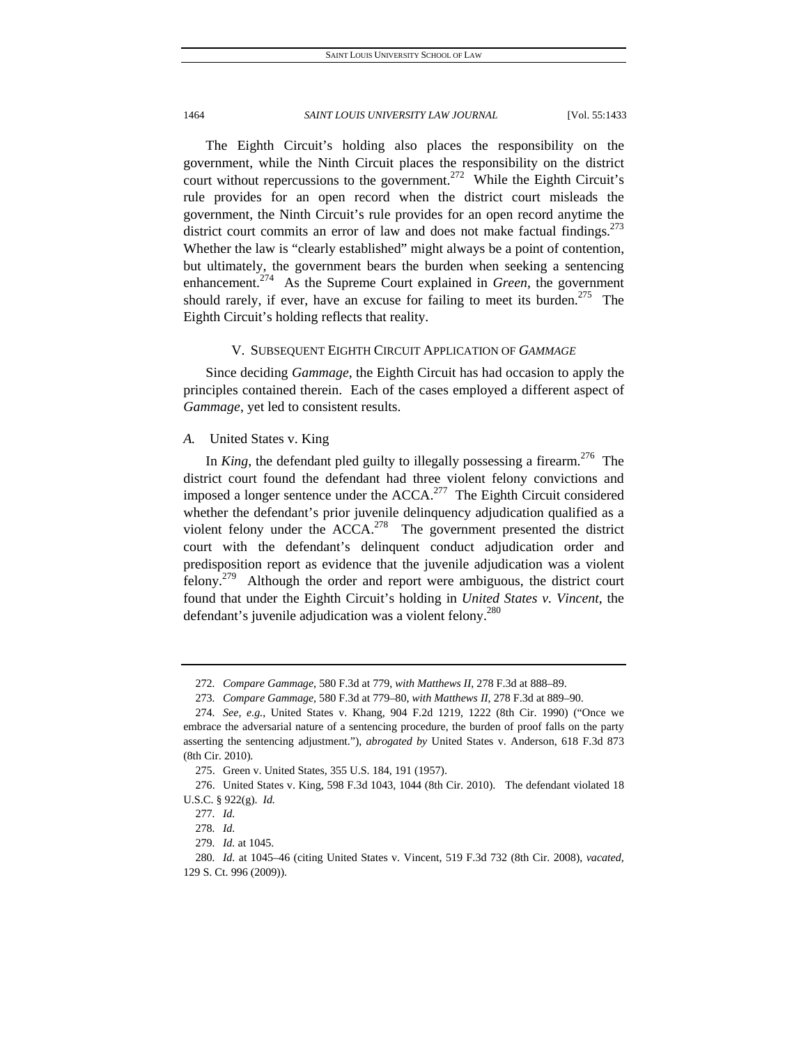The Eighth Circuit's holding also places the responsibility on the government, while the Ninth Circuit places the responsibility on the district court without repercussions to the government.[272] While the Eighth Circuit's rule provides for an open record when the district court misleads the government, the Ninth Circuit's rule provides for an open record anytime the district court commits an error of law and does not make factual findings.[273] Whether the law is "clearly established" might always be a point of contention, but ultimately, the government bears the burden when seeking a sentencing enhancement.[274] As the Supreme Court explained in *Green*, the government should rarely, if ever, have an excuse for failing to meet its burden.[275] The Eighth Circuit's holding reflects that reality.

## V. SUBSEQUENT EIGHTH CIRCUIT APPLICATION OF *GAMMAGE*

Since deciding *Gammage*, the Eighth Circuit has had occasion to apply the principles contained therein. Each of the cases employed a different aspect of *Gammage*, yet led to consistent results.

### *A.* United States v. King

In *King*, the defendant pled guilty to illegally possessing a firearm.[276] The district court found the defendant had three violent felony convictions and imposed a longer sentence under the ACCA.[277] The Eighth Circuit considered whether the defendant's prior juvenile delinquency adjudication qualified as a violent felony under the ACCA.[278] The government presented the district court with the defendant's delinquent conduct adjudication order and predisposition report as evidence that the juvenile adjudication was a violent felony.[279] Although the order and report were ambiguous, the district court found that under the Eighth Circuit's holding in *United States v. Vincent*, the defendant's juvenile adjudication was a violent felony.[280]

---

272. *Compare Gammage*, 580 F.3d at 779, *with Matthews II*, 278 F.3d at 888–89.

273. *Compare Gammage*, 580 F.3d at 779–80, *with Matthews II*, 278 F.3d at 889–90.

274. *See, e.g.*, United States v. Khang, 904 F.2d 1219, 1222 (8th Cir. 1990) ("Once we embrace the adversarial nature of a sentencing procedure, the burden of proof falls on the party asserting the sentencing adjustment."), *abrogated by* United States v. Anderson, 618 F.3d 873 (8th Cir. 2010).

275. Green v. United States, 355 U.S. 184, 191 (1957).

276. United States v. King, 598 F.3d 1043, 1044 (8th Cir. 2010). The defendant violated 18 U.S.C. § 922(g). *Id.*

277. *Id.*

278. *Id.*

279. *Id.* at 1045.

280. *Id.* at 1045–46 (citing United States v. Vincent, 519 F.3d 732 (8th Cir. 2008), *vacated*, 129 S. Ct. 996 (2009)).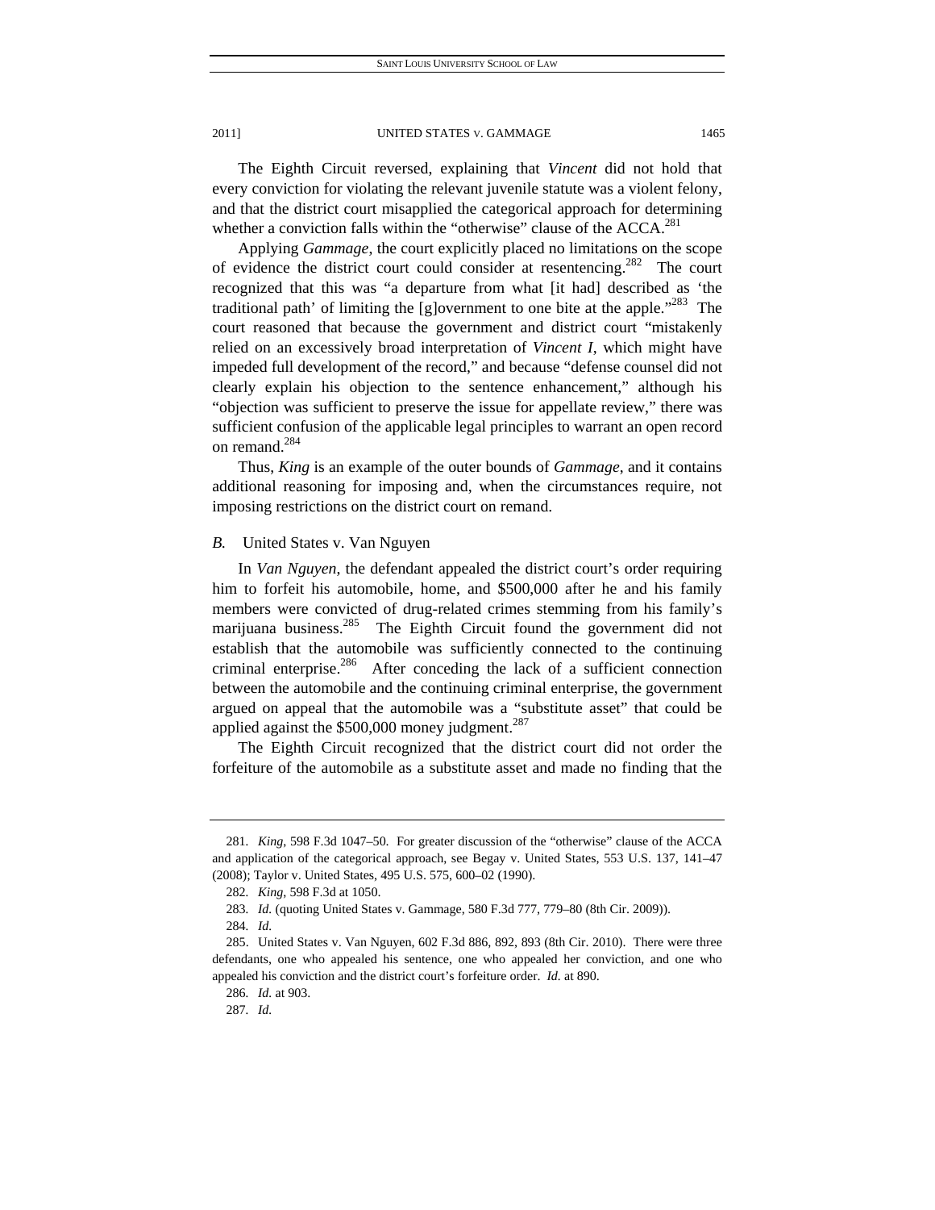The Eighth Circuit reversed, explaining that *Vincent* did not hold that every conviction for violating the relevant juvenile statute was a violent felony, and that the district court misapplied the categorical approach for determining whether a conviction falls within the "otherwise" clause of the ACCA.[281]

Applying *Gammage*, the court explicitly placed no limitations on the scope of evidence the district court could consider at resentencing.[282] The court recognized that this was "a departure from what [it had] described as 'the traditional path' of limiting the [g]overnment to one bite at the apple."[283] The court reasoned that because the government and district court "mistakenly relied on an excessively broad interpretation of *Vincent I*, which might have impeded full development of the record," and because "defense counsel did not clearly explain his objection to the sentence enhancement," although his "objection was sufficient to preserve the issue for appellate review," there was sufficient confusion of the applicable legal principles to warrant an open record on remand.[284]

Thus, *King* is an example of the outer bounds of *Gammage*, and it contains additional reasoning for imposing and, when the circumstances require, not imposing restrictions on the district court on remand.

### *B.* United States v. Van Nguyen

In *Van Nguyen*, the defendant appealed the district court's order requiring him to forfeit his automobile, home, and $500,000 after he and his family members were convicted of drug-related crimes stemming from his family's marijuana business.[285] The Eighth Circuit found the government did not establish that the automobile was sufficiently connected to the continuing criminal enterprise.[286] After conceding the lack of a sufficient connection between the automobile and the continuing criminal enterprise, the government argued on appeal that the automobile was a "substitute asset" that could be applied against the $500,000 money judgment.[287]

The Eighth Circuit recognized that the district court did not order the forfeiture of the automobile as a substitute asset and made no finding that the

---

281. *King*, 598 F.3d 1047–50. For greater discussion of the "otherwise" clause of the ACCA and application of the categorical approach, see Begay v. United States, 553 U.S. 137, 141–47 (2008); Taylor v. United States, 495 U.S. 575, 600–02 (1990).

282. *King*, 598 F.3d at 1050.

283. *Id.* (quoting United States v. Gammage, 580 F.3d 777, 779–80 (8th Cir. 2009)).

284. *Id.*

285. United States v. Van Nguyen, 602 F.3d 886, 892, 893 (8th Cir. 2010). There were three defendants, one who appealed his sentence, one who appealed her conviction, and one who appealed his conviction and the district court's forfeiture order. *Id.* at 890.

286. *Id.* at 903.

287. *Id.*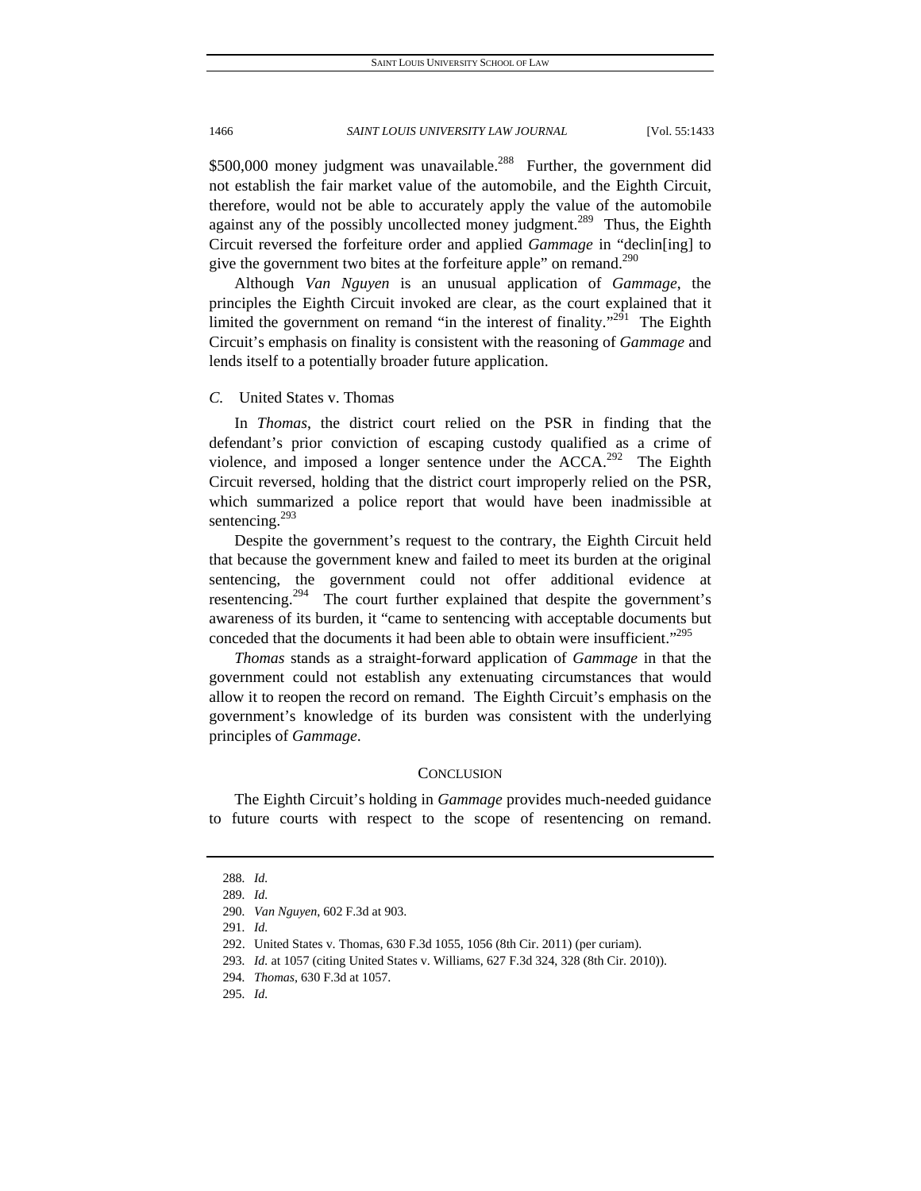$500,000 money judgment was unavailable.[288] Further, the government did not establish the fair market value of the automobile, and the Eighth Circuit, therefore, would not be able to accurately apply the value of the automobile against any of the possibly uncollected money judgment.[289] Thus, the Eighth Circuit reversed the forfeiture order and applied *Gammage* in "declin[ing] to give the government two bites at the forfeiture apple" on remand.[290]

Although *Van Nguyen* is an unusual application of *Gammage*, the principles the Eighth Circuit invoked are clear, as the court explained that it limited the government on remand "in the interest of finality."[291] The Eighth Circuit's emphasis on finality is consistent with the reasoning of *Gammage* and lends itself to a potentially broader future application.

### *C.* United States v. Thomas

In *Thomas*, the district court relied on the PSR in finding that the defendant's prior conviction of escaping custody qualified as a crime of violence, and imposed a longer sentence under the ACCA.[292] The Eighth Circuit reversed, holding that the district court improperly relied on the PSR, which summarized a police report that would have been inadmissible at sentencing.[293]

Despite the government's request to the contrary, the Eighth Circuit held that because the government knew and failed to meet its burden at the original sentencing, the government could not offer additional evidence at resentencing.[294] The court further explained that despite the government's awareness of its burden, it "came to sentencing with acceptable documents but conceded that the documents it had been able to obtain were insufficient."[295]

*Thomas* stands as a straight-forward application of *Gammage* in that the government could not establish any extenuating circumstances that would allow it to reopen the record on remand. The Eighth Circuit's emphasis on the government's knowledge of its burden was consistent with the underlying principles of *Gammage*.

## CONCLUSION

The Eighth Circuit's holding in *Gammage* provides much-needed guidance to future courts with respect to the scope of resentencing on remand.

---

288. *Id.*

289. *Id.*

290. *Van Nguyen*, 602 F.3d at 903.

291. *Id.*

292. United States v. Thomas, 630 F.3d 1055, 1056 (8th Cir. 2011) (per curiam).

293. *Id.* at 1057 (citing United States v. Williams, 627 F.3d 324, 328 (8th Cir. 2010)).

294. *Thomas*, 630 F.3d at 1057.

295. *Id.*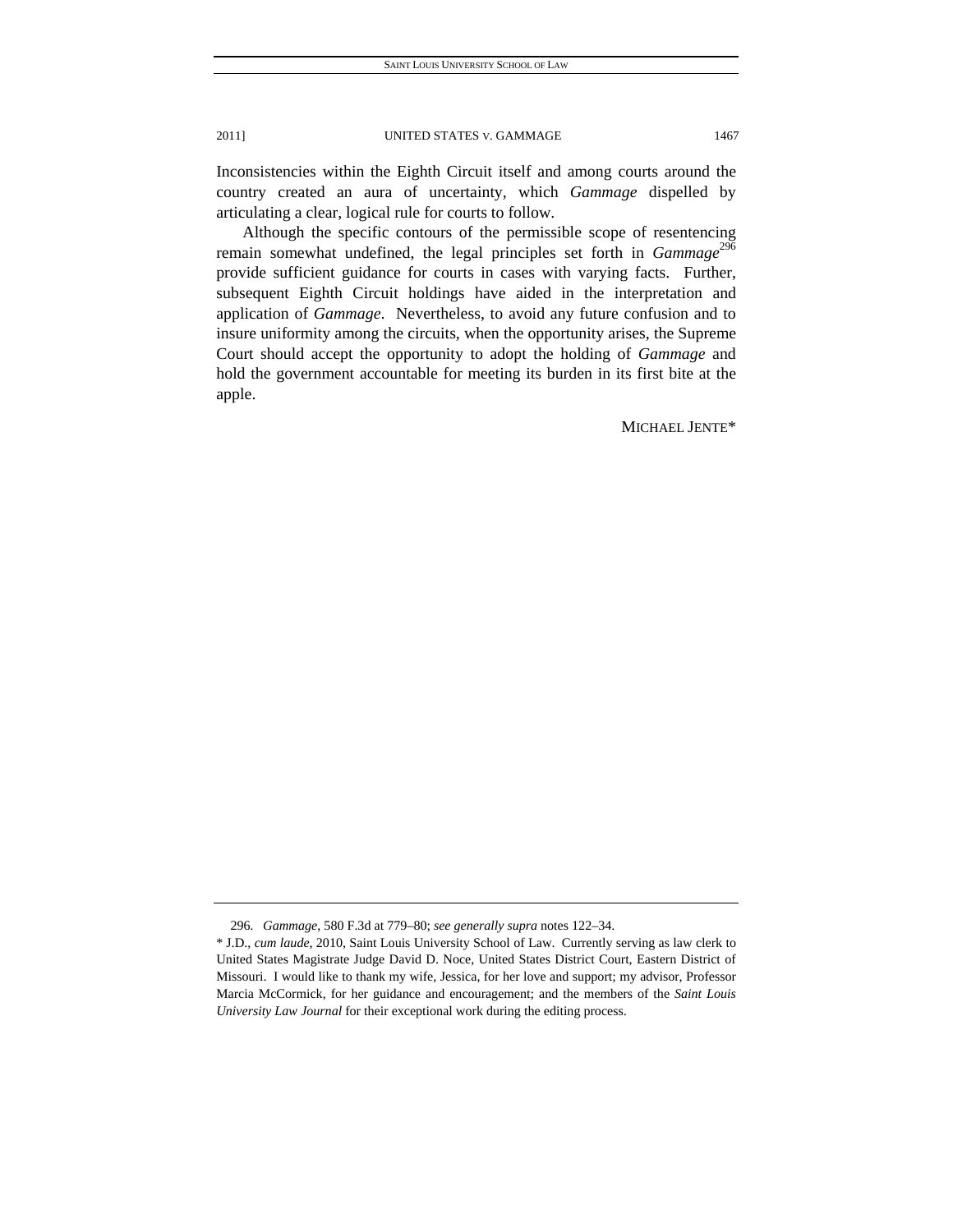Inconsistencies within the Eighth Circuit itself and among courts around the country created an aura of uncertainty, which *Gammage* dispelled by articulating a clear, logical rule for courts to follow.

Although the specific contours of the permissible scope of resentencing remain somewhat undefined, the legal principles set forth in *Gammage*[296] provide sufficient guidance for courts in cases with varying facts. Further, subsequent Eighth Circuit holdings have aided in the interpretation and application of *Gammage*. Nevertheless, to avoid any future confusion and to insure uniformity among the circuits, when the opportunity arises, the Supreme Court should accept the opportunity to adopt the holding of *Gammage* and hold the government accountable for meeting its burden in its first bite at the apple.

MICHAEL JENTE*

---

296. *Gammage*, 580 F.3d at 779–80; *see generally supra* notes 122–34.

* J.D., *cum laude*, 2010, Saint Louis University School of Law. Currently serving as law clerk to United States Magistrate Judge David D. Noce, United States District Court, Eastern District of Missouri. I would like to thank my wife, Jessica, for her love and support; my advisor, Professor Marcia McCormick, for her guidance and encouragement; and the members of the *Saint Louis University Law Journal* for their exceptional work during the editing process.